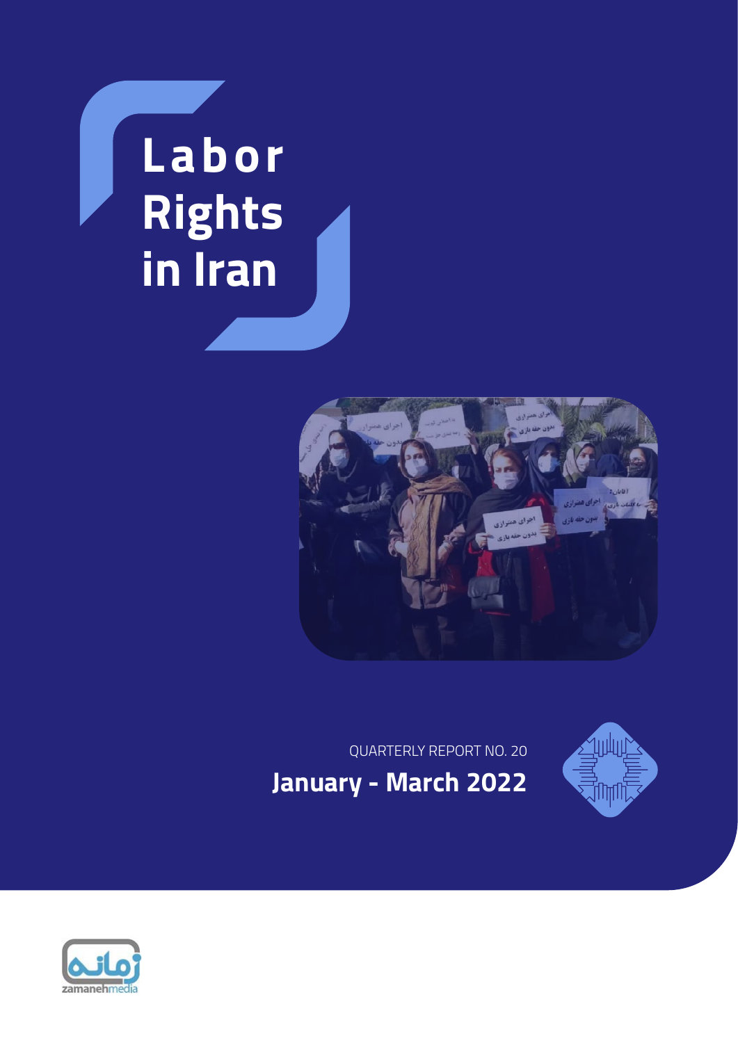# Labor Rights in Iran

QUARTERLY REPORT NO. 20

## January - March 2022

zamanehmedia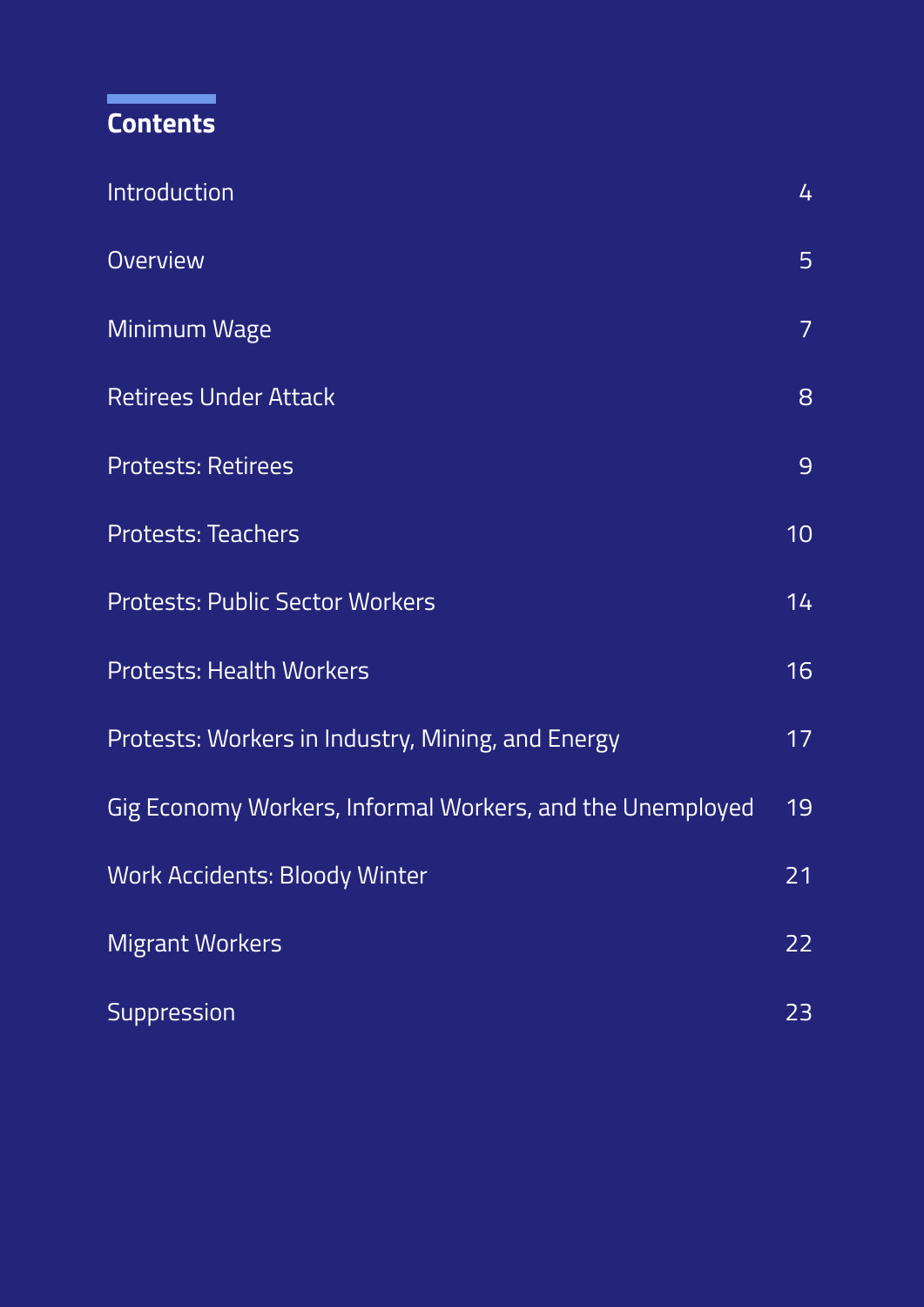## Contents

| | |
|---|---|
| Introduction | 4 |
| Overview | 5 |
| Minimum Wage | 7 |
| Retirees Under Attack | 8 |
| Protests: Retirees | 9 |
| Protests: Teachers | 10 |
| Protests: Public Sector Workers | 14 |
| Protests: Health Workers | 16 |
| Protests: Workers in Industry, Mining, and Energy | 17 |
| Gig Economy Workers, Informal Workers, and the Unemployed | 19 |
| Work Accidents: Bloody Winter | 21 |
| Migrant Workers | 22 |
| Suppression | 23 |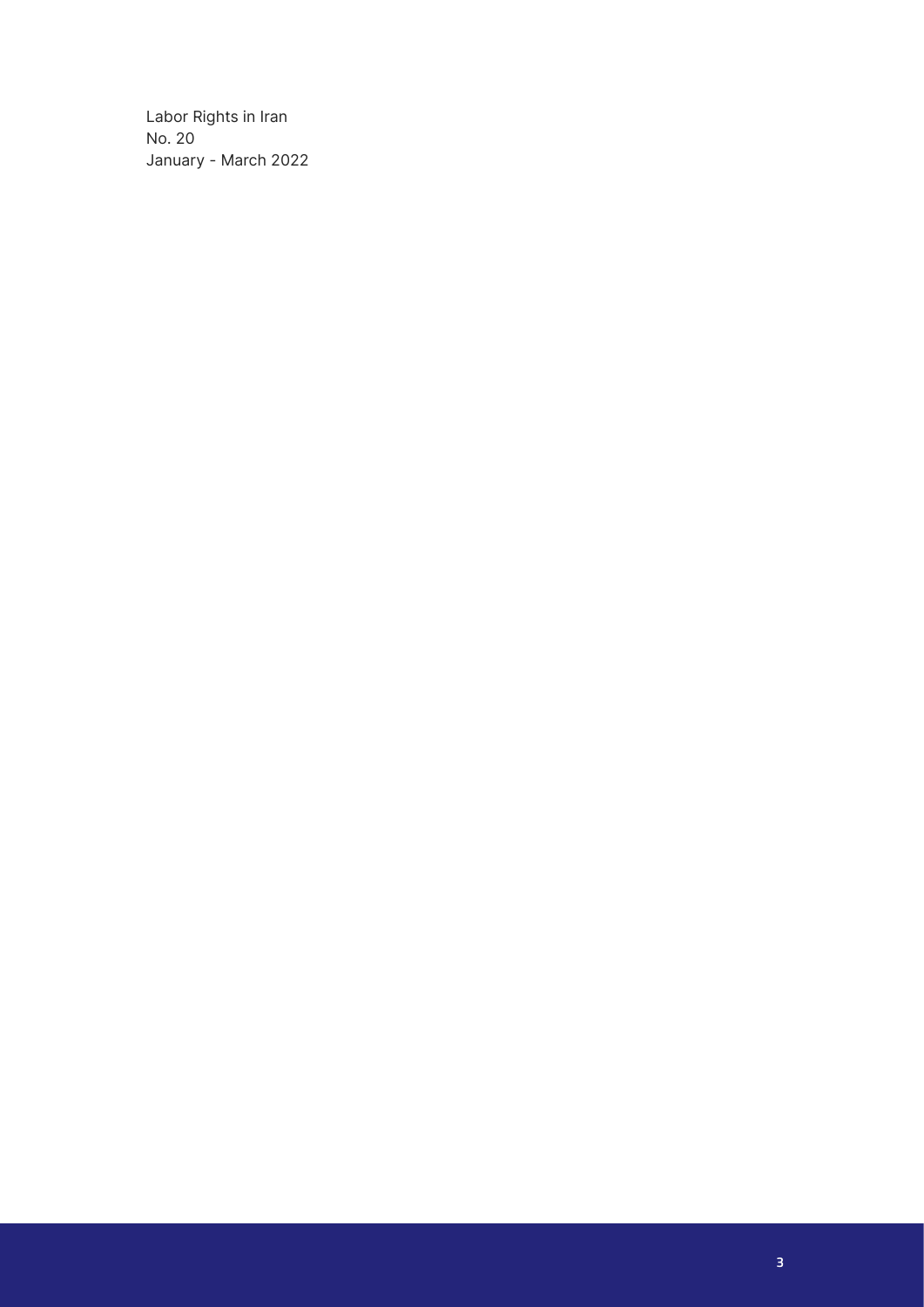Labor Rights in Iran  
No. 20  
January - March 2022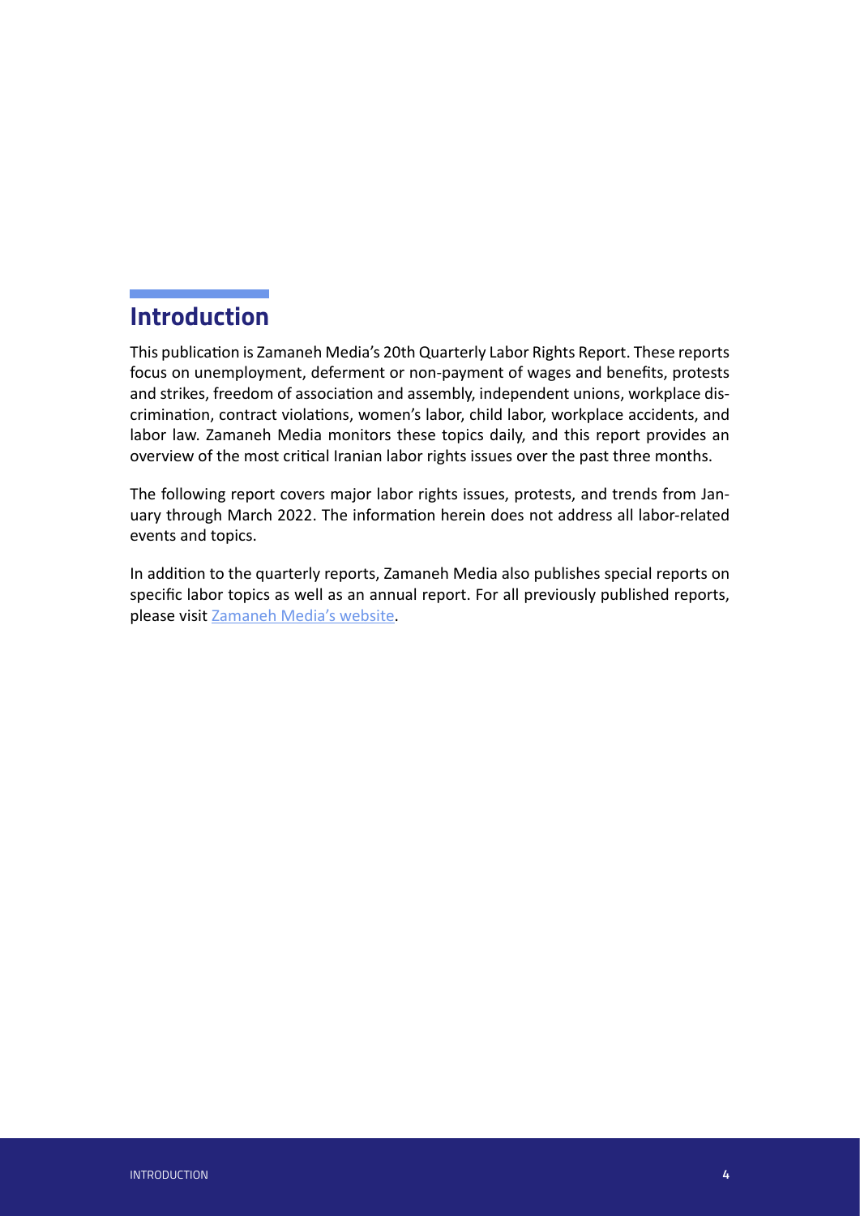## Introduction

This publication is Zamaneh Media's 20th Quarterly Labor Rights Report. These reports focus on unemployment, deferment or non-payment of wages and benefits, protests and strikes, freedom of association and assembly, independent unions, workplace discrimination, contract violations, women's labor, child labor, workplace accidents, and labor law. Zamaneh Media monitors these topics daily, and this report provides an overview of the most critical Iranian labor rights issues over the past three months.

The following report covers major labor rights issues, protests, and trends from January through March 2022. The information herein does not address all labor-related events and topics.

In addition to the quarterly reports, Zamaneh Media also publishes special reports on specific labor topics as well as an annual report. For all previously published reports, please visit Zamaneh Media's website.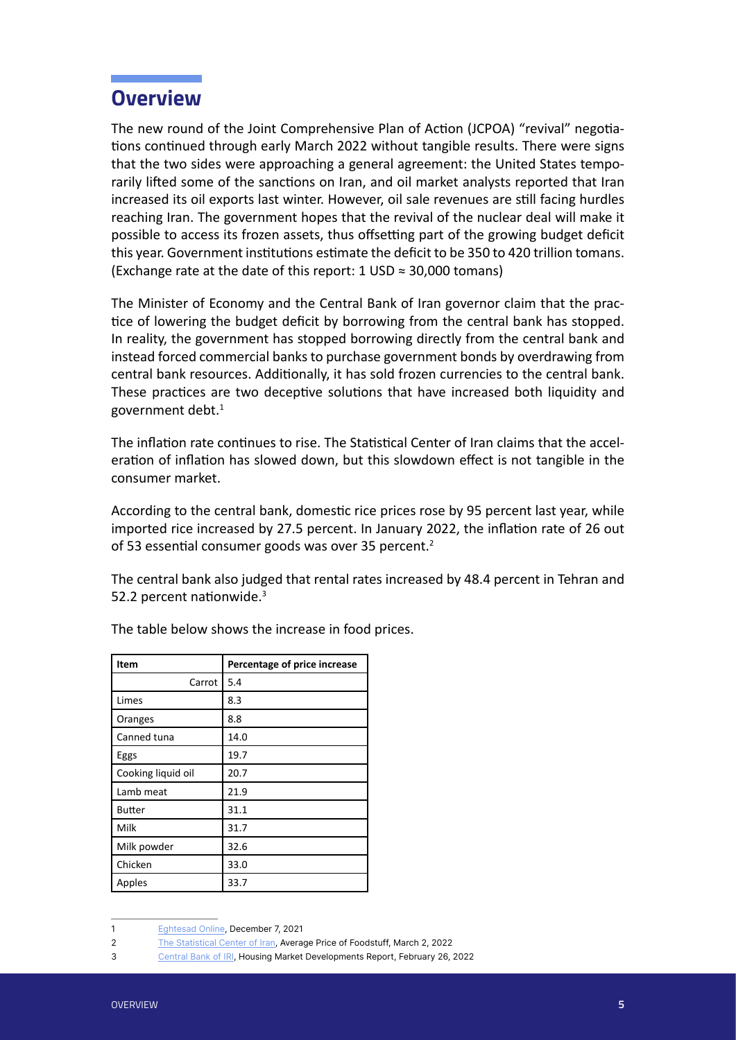## Overview

The new round of the Joint Comprehensive Plan of Action (JCPOA) "revival" negotiations continued through early March 2022 without tangible results. There were signs that the two sides were approaching a general agreement: the United States temporarily lifted some of the sanctions on Iran, and oil market analysts reported that Iran increased its oil exports last winter. However, oil sale revenues are still facing hurdles reaching Iran. The government hopes that the revival of the nuclear deal will make it possible to access its frozen assets, thus offsetting part of the growing budget deficit this year. Government institutions estimate the deficit to be 350 to 420 trillion tomans. (Exchange rate at the date of this report: 1 USD ≈ 30,000 tomans)

The Minister of Economy and the Central Bank of Iran governor claim that the practice of lowering the budget deficit by borrowing from the central bank has stopped. In reality, the government has stopped borrowing directly from the central bank and instead forced commercial banks to purchase government bonds by overdrawing from central bank resources. Additionally, it has sold frozen currencies to the central bank. These practices are two deceptive solutions that have increased both liquidity and government debt.[1]

The inflation rate continues to rise. The Statistical Center of Iran claims that the acceleration of inflation has slowed down, but this slowdown effect is not tangible in the consumer market.

According to the central bank, domestic rice prices rose by 95 percent last year, while imported rice increased by 27.5 percent. In January 2022, the inflation rate of 26 out of 53 essential consumer goods was over 35 percent.[2]

The central bank also judged that rental rates increased by 48.4 percent in Tehran and 52.2 percent nationwide.[3]

The table below shows the increase in food prices.

| Item | Percentage of price increase |
|---|---|
| Carrot | 5.4 |
| Limes | 8.3 |
| Oranges | 8.8 |
| Canned tuna | 14.0 |
| Eggs | 19.7 |
| Cooking liquid oil | 20.7 |
| Lamb meat | 21.9 |
| Butter | 31.1 |
| Milk | 31.7 |
| Milk powder | 32.6 |
| Chicken | 33.0 |
| Apples | 33.7 |

1 Eghtesad Online, December 7, 2021

2 The Statistical Center of Iran, Average Price of Foodstuff, March 2, 2022

3 Central Bank of IRI, Housing Market Developments Report, February 26, 2022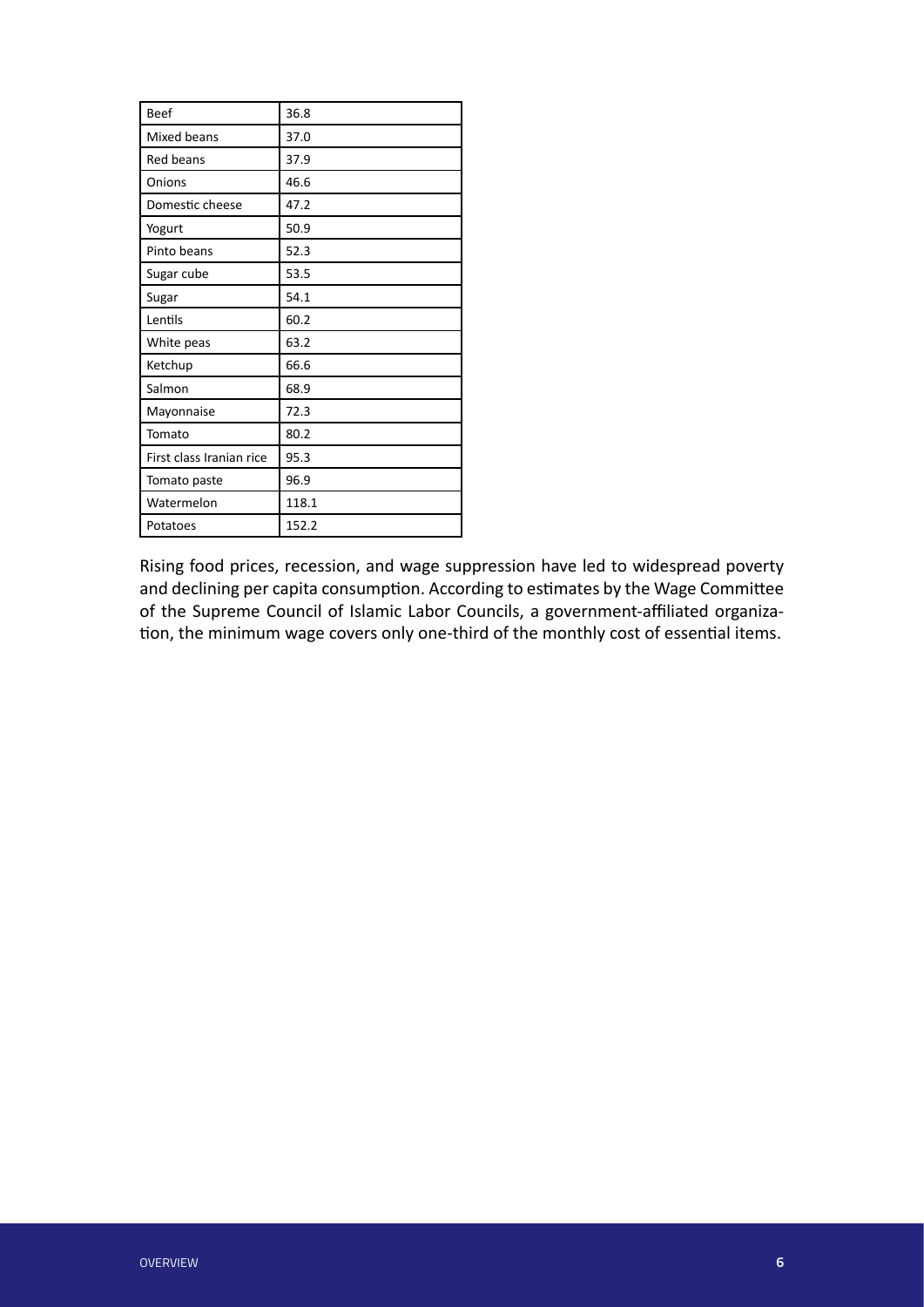| Beef | 36.8 |
|---|---|
| Mixed beans | 37.0 |
| Red beans | 37.9 |
| Onions | 46.6 |
| Domestic cheese | 47.2 |
| Yogurt | 50.9 |
| Pinto beans | 52.3 |
| Sugar cube | 53.5 |
| Sugar | 54.1 |
| Lentils | 60.2 |
| White peas | 63.2 |
| Ketchup | 66.6 |
| Salmon | 68.9 |
| Mayonnaise | 72.3 |
| Tomato | 80.2 |
| First class Iranian rice | 95.3 |
| Tomato paste | 96.9 |
| Watermelon | 118.1 |
| Potatoes | 152.2 |

Rising food prices, recession, and wage suppression have led to widespread poverty and declining per capita consumption. According to estimates by the Wage Committee of the Supreme Council of Islamic Labor Councils, a government-affiliated organization, the minimum wage covers only one-third of the monthly cost of essential items.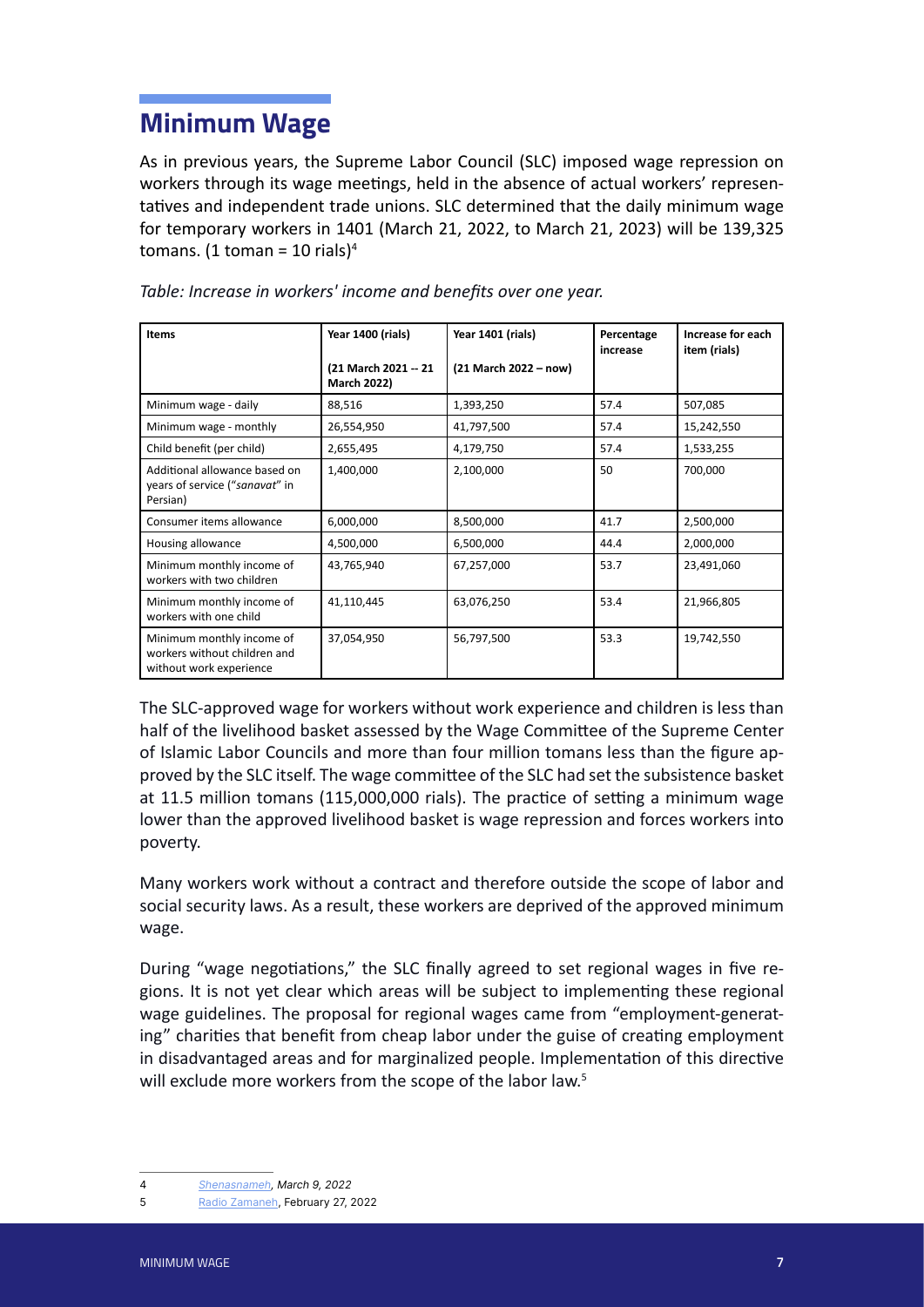## Minimum Wage

As in previous years, the Supreme Labor Council (SLC) imposed wage repression on workers through its wage meetings, held in the absence of actual workers' representatives and independent trade unions. SLC determined that the daily minimum wage for temporary workers in 1401 (March 21, 2022, to March 21, 2023) will be 139,325 tomans. (1 toman = 10 rials)[4]

*Table: Increase in workers' income and benefits over one year.*

| Items | Year 1400 (rials) (21 March 2021 -- 21 March 2022) | Year 1401 (rials) (21 March 2022 – now) | Percentage increase | Increase for each item (rials) |
|---|---|---|---|---|
| Minimum wage - daily | 88,516 | 1,393,250 | 57.4 | 507,085 |
| Minimum wage - monthly | 26,554,950 | 41,797,500 | 57.4 | 15,242,550 |
| Child benefit (per child) | 2,655,495 | 4,179,750 | 57.4 | 1,533,255 |
| Additional allowance based on years of service ("*sanavat*" in Persian) | 1,400,000 | 2,100,000 | 50 | 700,000 |
| Consumer items allowance | 6,000,000 | 8,500,000 | 41.7 | 2,500,000 |
| Housing allowance | 4,500,000 | 6,500,000 | 44.4 | 2,000,000 |
| Minimum monthly income of workers with two children | 43,765,940 | 67,257,000 | 53.7 | 23,491,060 |
| Minimum monthly income of workers with one child | 41,110,445 | 63,076,250 | 53.4 | 21,966,805 |
| Minimum monthly income of workers without children and without work experience | 37,054,950 | 56,797,500 | 53.3 | 19,742,550 |

The SLC-approved wage for workers without work experience and children is less than half of the livelihood basket assessed by the Wage Committee of the Supreme Center of Islamic Labor Councils and more than four million tomans less than the figure approved by the SLC itself. The wage committee of the SLC had set the subsistence basket at 11.5 million tomans (115,000,000 rials). The practice of setting a minimum wage lower than the approved livelihood basket is wage repression and forces workers into poverty.

Many workers work without a contract and therefore outside the scope of labor and social security laws. As a result, these workers are deprived of the approved minimum wage.

During "wage negotiations," the SLC finally agreed to set regional wages in five regions. It is not yet clear which areas will be subject to implementing these regional wage guidelines. The proposal for regional wages came from "employment-generating" charities that benefit from cheap labor under the guise of creating employment in disadvantaged areas and for marginalized people. Implementation of this directive will exclude more workers from the scope of the labor law.[5]

---

4 *Shenasnameh, March 9, 2022*

5 Radio Zamaneh, February 27, 2022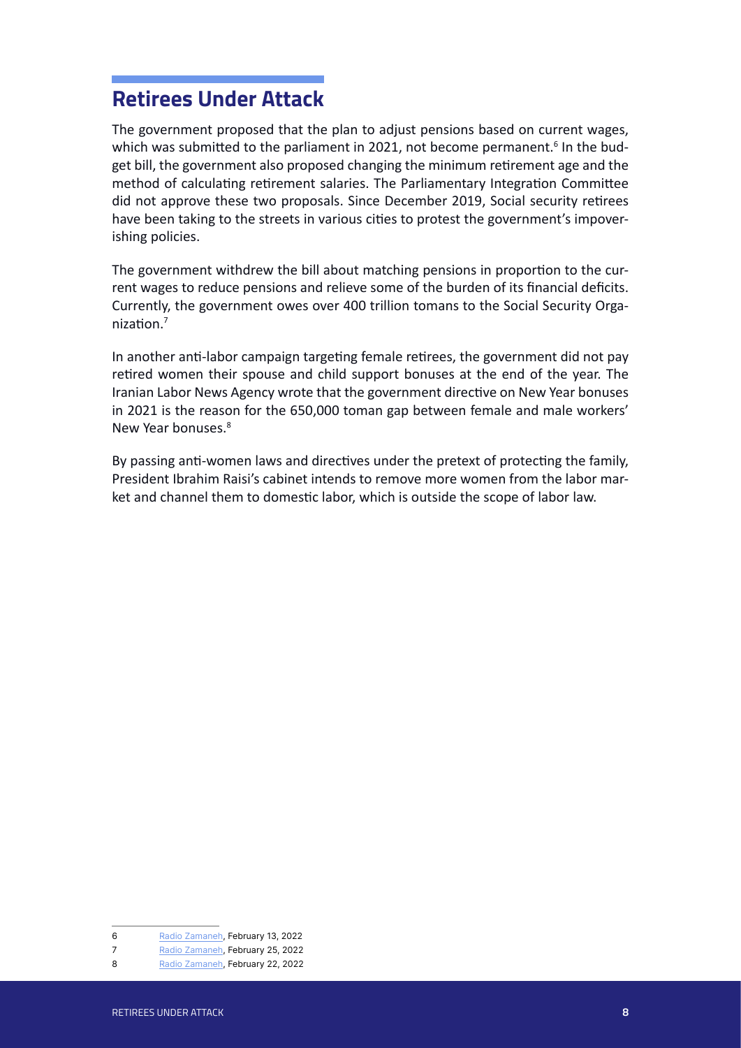## Retirees Under Attack

The government proposed that the plan to adjust pensions based on current wages, which was submitted to the parliament in 2021, not become permanent.[6] In the budget bill, the government also proposed changing the minimum retirement age and the method of calculating retirement salaries. The Parliamentary Integration Committee did not approve these two proposals. Since December 2019, Social security retirees have been taking to the streets in various cities to protest the government's impoverishing policies.

The government withdrew the bill about matching pensions in proportion to the current wages to reduce pensions and relieve some of the burden of its financial deficits. Currently, the government owes over 400 trillion tomans to the Social Security Organization.[7]

In another anti-labor campaign targeting female retirees, the government did not pay retired women their spouse and child support bonuses at the end of the year. The Iranian Labor News Agency wrote that the government directive on New Year bonuses in 2021 is the reason for the 650,000 toman gap between female and male workers' New Year bonuses.[8]

By passing anti-women laws and directives under the pretext of protecting the family, President Ibrahim Raisi's cabinet intends to remove more women from the labor market and channel them to domestic labor, which is outside the scope of labor law.

---

6 Radio Zamaneh, February 13, 2022

7 Radio Zamaneh, February 25, 2022

8 Radio Zamaneh, February 22, 2022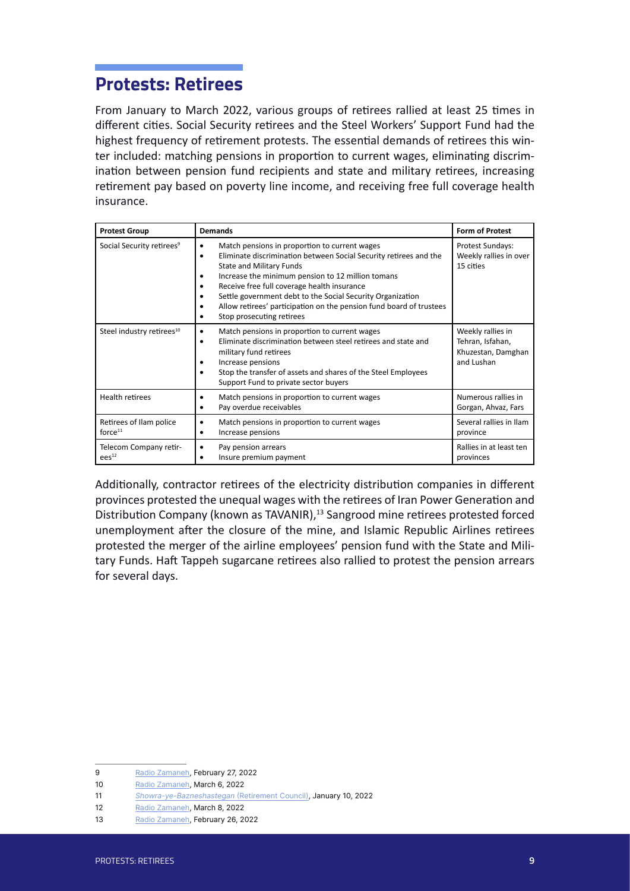## Protests: Retirees

From January to March 2022, various groups of retirees rallied at least 25 times in different cities. Social Security retirees and the Steel Workers' Support Fund had the highest frequency of retirement protests. The essential demands of retirees this winter included: matching pensions in proportion to current wages, eliminating discrimination between pension fund recipients and state and military retirees, increasing retirement pay based on poverty line income, and receiving free full coverage health insurance.

| Protest Group | Demands | Form of Protest |
|---|---|---|
| Social Security retirees[9] | • Match pensions in proportion to current wages<br>• Eliminate discrimination between Social Security retirees and the State and Military Funds<br>• Increase the minimum pension to 12 million tomans<br>• Receive free full coverage health insurance<br>• Settle government debt to the Social Security Organization<br>• Allow retirees' participation on the pension fund board of trustees<br>• Stop prosecuting retirees | Protest Sundays: Weekly rallies in over 15 cities |
| Steel industry retirees[10] | • Match pensions in proportion to current wages<br>• Eliminate discrimination between steel retirees and state and military fund retirees<br>• Increase pensions<br>• Stop the transfer of assets and shares of the Steel Employees Support Fund to private sector buyers | Weekly rallies in Tehran, Isfahan, Khuzestan, Damghan and Lushan |
| Health retirees | • Match pensions in proportion to current wages<br>• Pay overdue receivables | Numerous rallies in Gorgan, Ahvaz, Fars |
| Retirees of Ilam police force[11] | • Match pensions in proportion to current wages<br>• Increase pensions | Several rallies in Ilam province |
| Telecom Company retirees[12] | • Pay pension arrears<br>• Insure premium payment | Rallies in at least ten provinces |

Additionally, contractor retirees of the electricity distribution companies in different provinces protested the unequal wages with the retirees of Iran Power Generation and Distribution Company (known as TAVANIR),[13] Sangrood mine retirees protested forced unemployment after the closure of the mine, and Islamic Republic Airlines retirees protested the merger of the airline employees' pension fund with the State and Military Funds. Haft Tappeh sugarcane retirees also rallied to protest the pension arrears for several days.

---

9 Radio Zamaneh, February 27, 2022

10 Radio Zamaneh, March 6, 2022

11 *Showra-ye-Bazneshastegan* (Retirement Council), January 10, 2022

12 Radio Zamaneh, March 8, 2022

13 Radio Zamaneh, February 26, 2022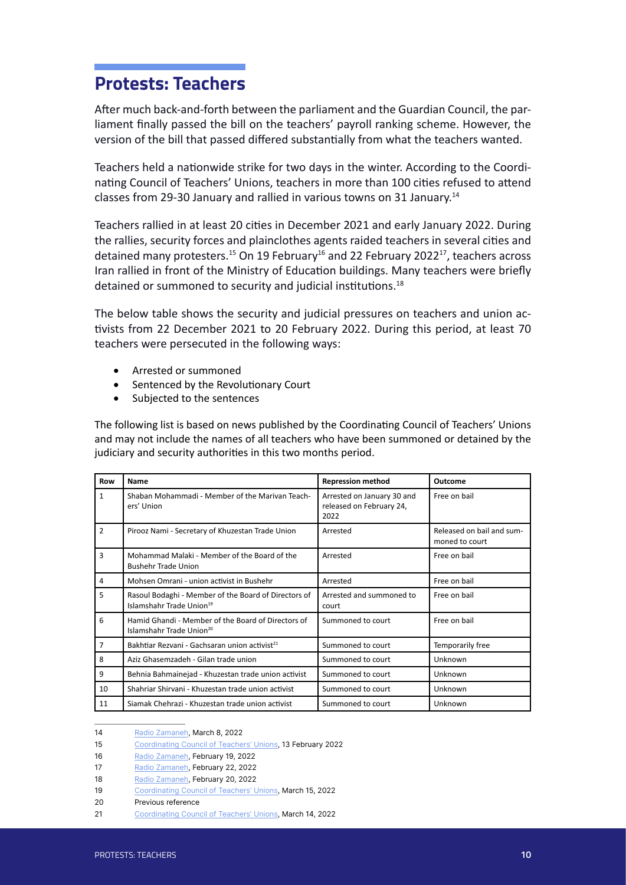## Protests: Teachers

After much back-and-forth between the parliament and the Guardian Council, the parliament finally passed the bill on the teachers' payroll ranking scheme. However, the version of the bill that passed differed substantially from what the teachers wanted.

Teachers held a nationwide strike for two days in the winter. According to the Coordinating Council of Teachers' Unions, teachers in more than 100 cities refused to attend classes from 29-30 January and rallied in various towns on 31 January.[14]

Teachers rallied in at least 20 cities in December 2021 and early January 2022. During the rallies, security forces and plainclothes agents raided teachers in several cities and detained many protesters.[15] On 19 February[16] and 22 February 2022[17], teachers across Iran rallied in front of the Ministry of Education buildings. Many teachers were briefly detained or summoned to security and judicial institutions.[18]

The below table shows the security and judicial pressures on teachers and union activists from 22 December 2021 to 20 February 2022. During this period, at least 70 teachers were persecuted in the following ways:

- Arrested or summoned
- Sentenced by the Revolutionary Court
- Subjected to the sentences

The following list is based on news published by the Coordinating Council of Teachers' Unions and may not include the names of all teachers who have been summoned or detained by the judiciary and security authorities in this two months period.

| Row | Name | Repression method | Outcome |
| --- | --- | --- | --- |
| 1 | Shaban Mohammadi - Member of the Marivan Teachers' Union | Arrested on January 30 and released on February 24, 2022 | Free on bail |
| 2 | Pirooz Nami - Secretary of Khuzestan Trade Union | Arrested | Released on bail and summoned to court |
| 3 | Mohammad Malaki - Member of the Board of the Bushehr Trade Union | Arrested | Free on bail |
| 4 | Mohsen Omrani - union activist in Bushehr | Arrested | Free on bail |
| 5 | Rasoul Bodaghi - Member of the Board of Directors of Islamshahr Trade Union[19] | Arrested and summoned to court | Free on bail |
| 6 | Hamid Ghandi - Member of the Board of Directors of Islamshahr Trade Union[20] | Summoned to court | Free on bail |
| 7 | Bakhtiar Rezvani - Gachsaran union activist[21] | Summoned to court | Temporarily free |
| 8 | Aziz Ghasemzadeh - Gilan trade union | Summoned to court | Unknown |
| 9 | Behnia Bahmainejad - Khuzestan trade union activist | Summoned to court | Unknown |
| 10 | Shahriar Shirvani - Khuzestan trade union activist | Summoned to court | Unknown |
| 11 | Siamak Chehrazi - Khuzestan trade union activist | Summoned to court | Unknown |

14 Radio Zamaneh, March 8, 2022

15 Coordinating Council of Teachers' Unions, 13 February 2022

16 Radio Zamaneh, February 19, 2022

17 Radio Zamaneh, February 22, 2022

18 Radio Zamaneh, February 20, 2022

19 Coordinating Council of Teachers' Unions, March 15, 2022

20 Previous reference

21 Coordinating Council of Teachers' Unions, March 14, 2022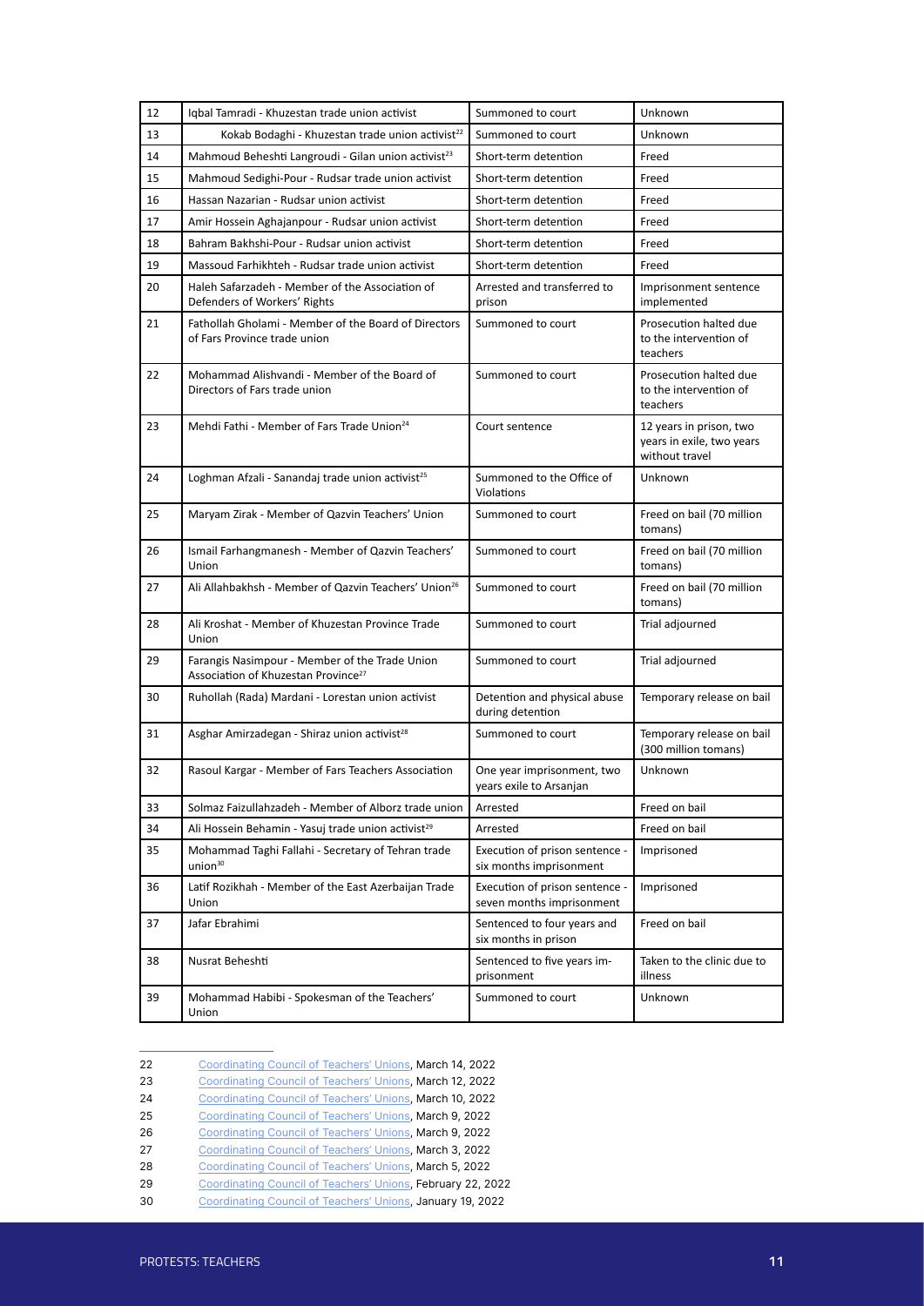| 12 | Iqbal Tamradi - Khuzestan trade union activist | Summoned to court | Unknown |
|---|---|---|---|
| 13 | Kokab Bodaghi - Khuzestan trade union activist[22] | Summoned to court | Unknown |
| 14 | Mahmoud Beheshti Langroudi - Gilan union activist[23] | Short-term detention | Freed |
| 15 | Mahmoud Sedighi-Pour - Rudsar trade union activist | Short-term detention | Freed |
| 16 | Hassan Nazarian - Rudsar union activist | Short-term detention | Freed |
| 17 | Amir Hossein Aghajanpour - Rudsar union activist | Short-term detention | Freed |
| 18 | Bahram Bakhshi-Pour - Rudsar union activist | Short-term detention | Freed |
| 19 | Massoud Farhikhteh - Rudsar trade union activist | Short-term detention | Freed |
| 20 | Haleh Safarzadeh - Member of the Association of Defenders of Workers' Rights | Arrested and transferred to prison | Imprisonment sentence implemented |
| 21 | Fathollah Gholami - Member of the Board of Directors of Fars Province trade union | Summoned to court | Prosecution halted due to the intervention of teachers |
| 22 | Mohammad Alishvandi - Member of the Board of Directors of Fars trade union | Summoned to court | Prosecution halted due to the intervention of teachers |
| 23 | Mehdi Fathi - Member of Fars Trade Union[24] | Court sentence | 12 years in prison, two years in exile, two years without travel |
| 24 | Loghman Afzali - Sanandaj trade union activist[25] | Summoned to the Office of Violations | Unknown |
| 25 | Maryam Zirak - Member of Qazvin Teachers' Union | Summoned to court | Freed on bail (70 million tomans) |
| 26 | Ismail Farhangmanesh - Member of Qazvin Teachers' Union | Summoned to court | Freed on bail (70 million tomans) |
| 27 | Ali Allahbakhsh - Member of Qazvin Teachers' Union[26] | Summoned to court | Freed on bail (70 million tomans) |
| 28 | Ali Kroshat - Member of Khuzestan Province Trade Union | Summoned to court | Trial adjourned |
| 29 | Farangis Nasimpour - Member of the Trade Union Association of Khuzestan Province[27] | Summoned to court | Trial adjourned |
| 30 | Ruhollah (Rada) Mardani - Lorestan union activist | Detention and physical abuse during detention | Temporary release on bail |
| 31 | Asghar Amirzadegan - Shiraz union activist[28] | Summoned to court | Temporary release on bail (300 million tomans) |
| 32 | Rasoul Kargar - Member of Fars Teachers Association | One year imprisonment, two years exile to Arsanjan | Unknown |
| 33 | Solmaz Faizullahzadeh - Member of Alborz trade union | Arrested | Freed on bail |
| 34 | Ali Hossein Behamin - Yasuj trade union activist[29] | Arrested | Freed on bail |
| 35 | Mohammad Taghi Fallahi - Secretary of Tehran trade union[30] | Execution of prison sentence - six months imprisonment | Imprisoned |
| 36 | Latif Rozikhah - Member of the East Azerbaijan Trade Union | Execution of prison sentence - seven months imprisonment | Imprisoned |
| 37 | Jafar Ebrahimi | Sentenced to four years and six months in prison | Freed on bail |
| 38 | Nusrat Beheshti | Sentenced to five years imprisonment | Taken to the clinic due to illness |
| 39 | Mohammad Habibi - Spokesman of the Teachers' Union | Summoned to court | Unknown |

22 Coordinating Council of Teachers' Unions, March 14, 2022
23 Coordinating Council of Teachers' Unions, March 12, 2022
24 Coordinating Council of Teachers' Unions, March 10, 2022
25 Coordinating Council of Teachers' Unions, March 9, 2022
26 Coordinating Council of Teachers' Unions, March 9, 2022
27 Coordinating Council of Teachers' Unions, March 3, 2022
28 Coordinating Council of Teachers' Unions, March 5, 2022
29 Coordinating Council of Teachers' Unions, February 22, 2022
30 Coordinating Council of Teachers' Unions, January 19, 2022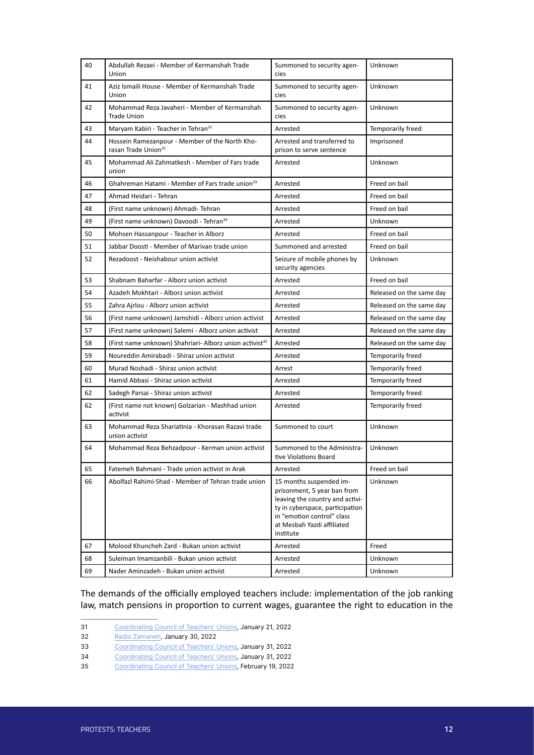| 40 | Abdullah Rezaei - Member of Kermanshah Trade Union | Summoned to security agencies | Unknown |
|---|---|---|---|
| 41 | Aziz Ismaili House - Member of Kermanshah Trade Union | Summoned to security agencies | Unknown |
| 42 | Mohammad Reza Javaheri - Member of Kermanshah Trade Union | Summoned to security agencies | Unknown |
| 43 | Maryam Kabiri - Teacher in Tehran[31] | Arrested | Temporarily freed |
| 44 | Hossein Ramezanpour - Member of the North Khorasan Trade Union[32] | Arrested and transferred to prison to serve sentence | Imprisoned |
| 45 | Mohammad Ali Zahmatkesh - Member of Fars trade union | Arrested | Unknown |
| 46 | Ghahreman Hatami - Member of Fars trade union[33] | Arrested | Freed on bail |
| 47 | Ahmad Heidari - Tehran | Arrested | Freed on bail |
| 48 | (First name unknown) Ahmadi- Tehran | Arrested | Freed on bail |
| 49 | (First name unknown) Davoodi - Tehran[34] | Arrested | Unknown |
| 50 | Mohsen Hassanpour - Teacher in Alborz | Arrested | Freed on bail |
| 51 | Jabbar Doosti - Member of Marivan trade union | Summoned and arrested | Freed on bail |
| 52 | Rezadoost - Neishabour union activist | Seizure of mobile phones by security agencies | Unknown |
| 53 | Shabnam Baharfar - Alborz union activist | Arrested | Freed on bail |
| 54 | Azadeh Mokhtari - Alborz union activist | Arrested | Released on the same day |
| 55 | Zahra Ajrlou - Alborz union activist | Arrested | Released on the same day |
| 56 | (First name unknown) Jamshidi - Alborz union activist | Arrested | Released on the same day |
| 57 | (First name unknown) Salemi - Alborz union activist | Arrested | Released on the same day |
| 58 | (First name unknown) Shahriari- Alborz union activist[35] | Arrested | Released on the same day |
| 59 | Noureddin Amirabadi - Shiraz union activist | Arrested | Temporarily freed |
| 60 | Murad Noshadi - Shiraz union activist | Arrest | Temporarily freed |
| 61 | Hamid Abbasi - Shiraz union activist | Arrested | Temporarily freed |
| 62 | Sadegh Parsai - Shiraz union activist | Arrested | Temporarily freed |
| 62 | (First name not known) Golzarian - Mashhad union activist | Arrested | Temporarily freed |
| 63 | Mohammad Reza Shariatinia - Khorasan Razavi trade union activist | Summoned to court | Unknown |
| 64 | Mohammad Reza Behzadpour - Kerman union activist | Summoned to the Administrative Violations Board | Unknown |
| 65 | Fatemeh Bahmani - Trade union activist in Arak | Arrested | Freed on bail |
| 66 | Abolfazl Rahimi-Shad - Member of Tehran trade union | 15 months suspended imprisonment, 5 year ban from leaving the country and activity in cyberspace, participation in "emotion control" class at Mesbah Yazdi affiliated institute | Unknown |
| 67 | Molood Khuncheh Zard - Bukan union activist | Arrested | Freed |
| 68 | Suleiman Imamzanbili - Bukan union activist | Arrested | Unknown |
| 69 | Nader Aminzadeh - Bukan union activist | Arrested | Unknown |

The demands of the officially employed teachers include: implementation of the job ranking law, match pensions in proportion to current wages, guarantee the right to education in the

31 Coordinating Council of Teachers' Unions, January 21, 2022

32 Radio Zamaneh, January 30, 2022

33 Coordinating Council of Teachers' Unions, January 31, 2022

34 Coordinating Council of Teachers' Unions, January 31, 2022

35 Coordinating Council of Teachers' Unions, February 19, 2022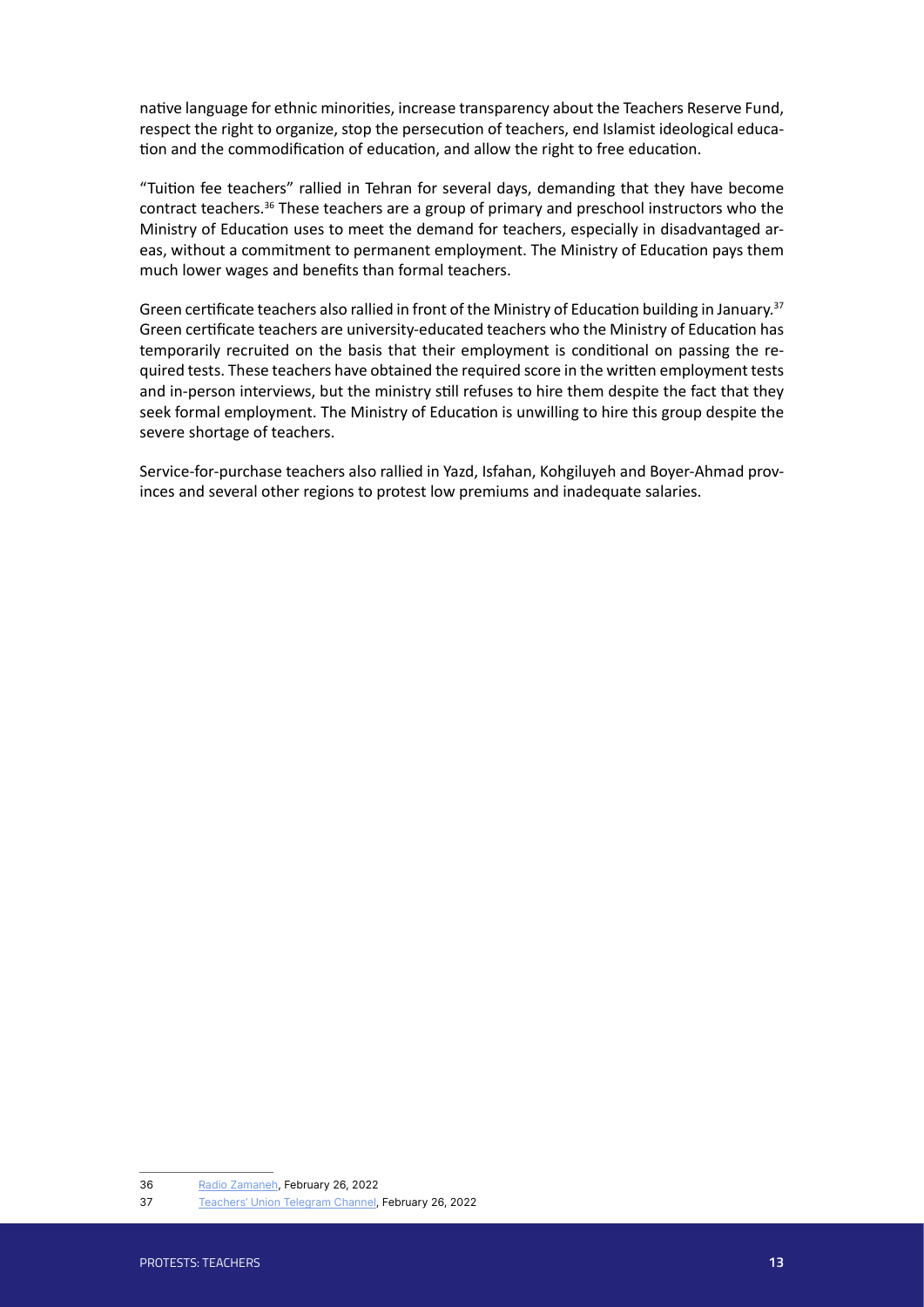native language for ethnic minorities, increase transparency about the Teachers Reserve Fund, respect the right to organize, stop the persecution of teachers, end Islamist ideological education and the commodification of education, and allow the right to free education.

"Tuition fee teachers" rallied in Tehran for several days, demanding that they have become contract teachers.[36] These teachers are a group of primary and preschool instructors who the Ministry of Education uses to meet the demand for teachers, especially in disadvantaged areas, without a commitment to permanent employment. The Ministry of Education pays them much lower wages and benefits than formal teachers.

Green certificate teachers also rallied in front of the Ministry of Education building in January.[37] Green certificate teachers are university-educated teachers who the Ministry of Education has temporarily recruited on the basis that their employment is conditional on passing the required tests. These teachers have obtained the required score in the written employment tests and in-person interviews, but the ministry still refuses to hire them despite the fact that they seek formal employment. The Ministry of Education is unwilling to hire this group despite the severe shortage of teachers.

Service-for-purchase teachers also rallied in Yazd, Isfahan, Kohgiluyeh and Boyer-Ahmad provinces and several other regions to protest low premiums and inadequate salaries.

---

36 Radio Zamaneh, February 26, 2022

37 Teachers' Union Telegram Channel, February 26, 2022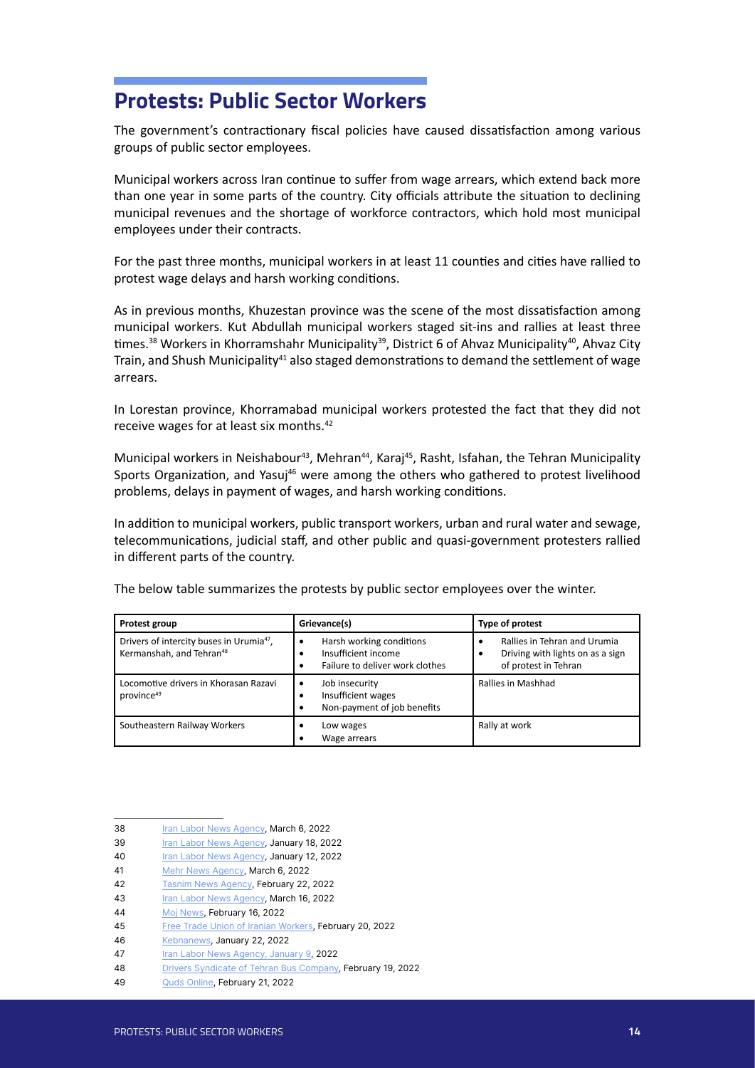## Protests: Public Sector Workers

The government's contractionary fiscal policies have caused dissatisfaction among various groups of public sector employees.

Municipal workers across Iran continue to suffer from wage arrears, which extend back more than one year in some parts of the country. City officials attribute the situation to declining municipal revenues and the shortage of workforce contractors, which hold most municipal employees under their contracts.

For the past three months, municipal workers in at least 11 counties and cities have rallied to protest wage delays and harsh working conditions.

As in previous months, Khuzestan province was the scene of the most dissatisfaction among municipal workers. Kut Abdullah municipal workers staged sit-ins and rallies at least three times.[38] Workers in Khorramshahr Municipality[39], District 6 of Ahvaz Municipality[40], Ahvaz City Train, and Shush Municipality[41] also staged demonstrations to demand the settlement of wage arrears.

In Lorestan province, Khorramabad municipal workers protested the fact that they did not receive wages for at least six months.[42]

Municipal workers in Neishabour[43], Mehran[44], Karaj[45], Rasht, Isfahan, the Tehran Municipality Sports Organization, and Yasuj[46] were among the others who gathered to protest livelihood problems, delays in payment of wages, and harsh working conditions.

In addition to municipal workers, public transport workers, urban and rural water and sewage, telecommunications, judicial staff, and other public and quasi-government protesters rallied in different parts of the country.

The below table summarizes the protests by public sector employees over the winter.

| Protest group | Grievance(s) | Type of protest |
|---|---|---|
| Drivers of intercity buses in Urumia[47], Kermanshah, and Tehran[48] | • Harsh working conditions<br>• Insufficient income<br>• Failure to deliver work clothes | • Rallies in Tehran and Urumia<br>• Driving with lights on as a sign of protest in Tehran |
| Locomotive drivers in Khorasan Razavi province[49] | • Job insecurity<br>• Insufficient wages<br>• Non-payment of job benefits | Rallies in Mashhad |
| Southeastern Railway Workers | • Low wages<br>• Wage arrears | Rally at work |

38 Iran Labor News Agency, March 6, 2022
39 Iran Labor News Agency, January 18, 2022
40 Iran Labor News Agency, January 12, 2022
41 Mehr News Agency, March 6, 2022
42 Tasnim News Agency, February 22, 2022
43 Iran Labor News Agency, March 16, 2022
44 Moj News, February 16, 2022
45 Free Trade Union of Iranian Workers, February 20, 2022
46 Kebnanews, January 22, 2022
47 Iran Labor News Agency, January 9, 2022
48 Drivers Syndicate of Tehran Bus Company, February 19, 2022
49 Quds Online, February 21, 2022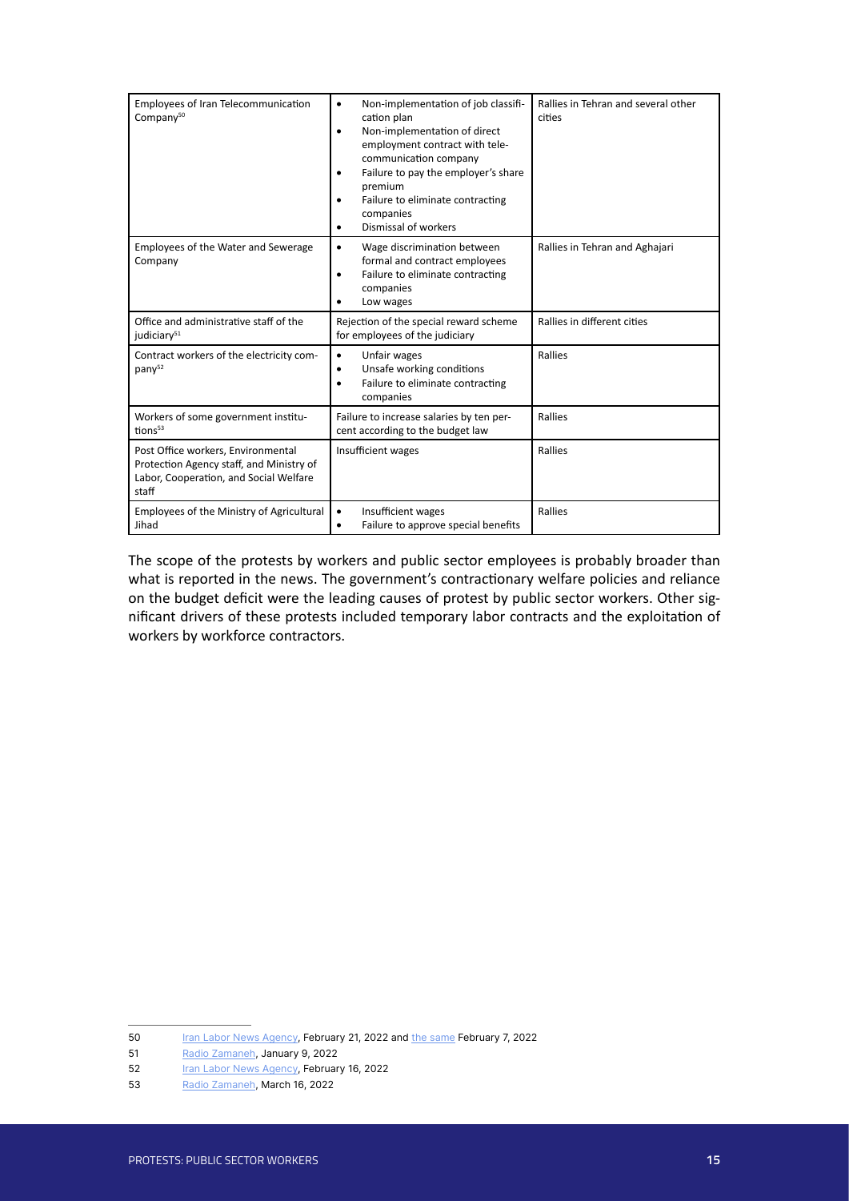| Employees of Iran Telecommunication Company[50] | • Non-implementation of job classification plan<br>• Non-implementation of direct employment contract with telecommunication company<br>• Failure to pay the employer's share premium<br>• Failure to eliminate contracting companies<br>• Dismissal of workers | Rallies in Tehran and several other cities |
|---|---|---|
| Employees of the Water and Sewerage Company | • Wage discrimination between formal and contract employees<br>• Failure to eliminate contracting companies<br>• Low wages | Rallies in Tehran and Aghajari |
| Office and administrative staff of the judiciary[51] | Rejection of the special reward scheme for employees of the judiciary | Rallies in different cities |
| Contract workers of the electricity company[52] | • Unfair wages<br>• Unsafe working conditions<br>• Failure to eliminate contracting companies | Rallies |
| Workers of some government institutions[53] | Failure to increase salaries by ten percent according to the budget law | Rallies |
| Post Office workers, Environmental Protection Agency staff, and Ministry of Labor, Cooperation, and Social Welfare staff | Insufficient wages | Rallies |
| Employees of the Ministry of Agricultural Jihad | • Insufficient wages<br>• Failure to approve special benefits | Rallies |

The scope of the protests by workers and public sector employees is probably broader than what is reported in the news. The government's contractionary welfare policies and reliance on the budget deficit were the leading causes of protest by public sector workers. Other significant drivers of these protests included temporary labor contracts and the exploitation of workers by workforce contractors.

---

50 Iran Labor News Agency, February 21, 2022 and the same February 7, 2022

51 Radio Zamaneh, January 9, 2022

52 Iran Labor News Agency, February 16, 2022

53 Radio Zamaneh, March 16, 2022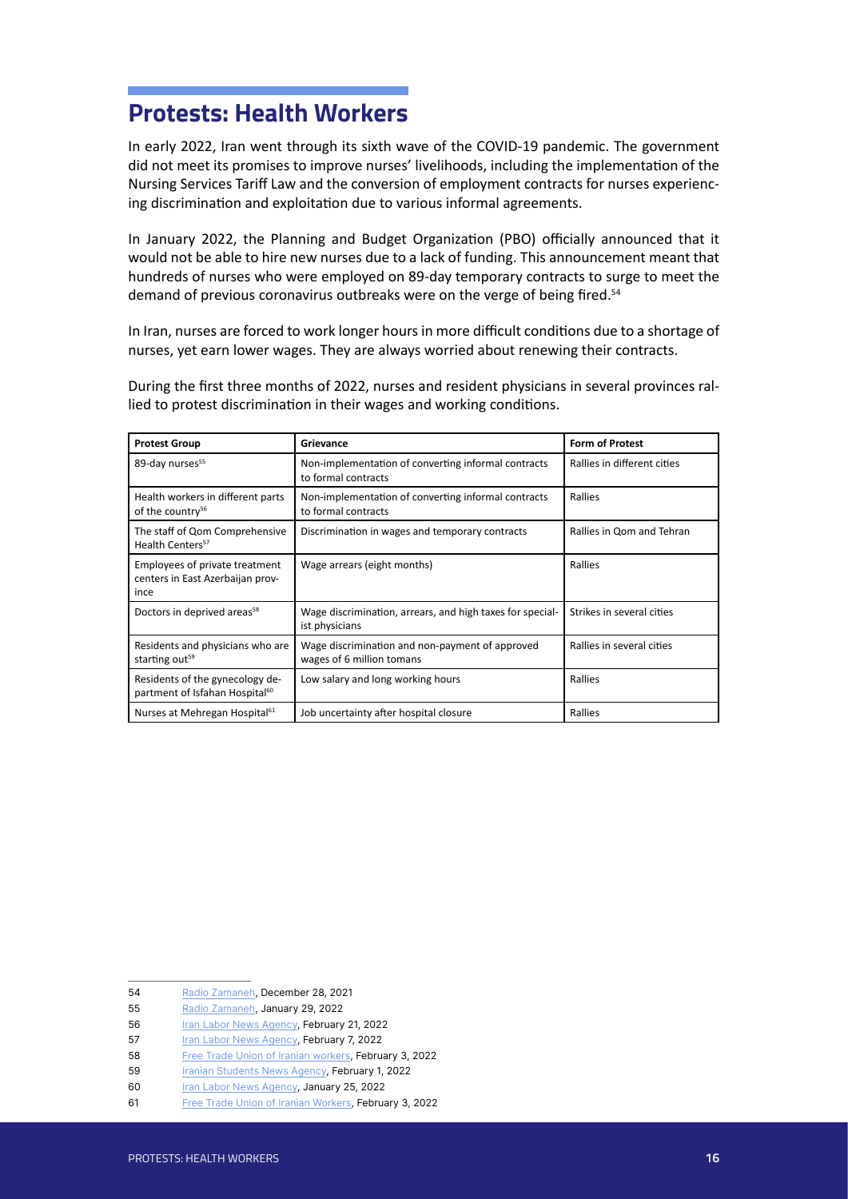## Protests: Health Workers

In early 2022, Iran went through its sixth wave of the COVID-19 pandemic. The government did not meet its promises to improve nurses' livelihoods, including the implementation of the Nursing Services Tariff Law and the conversion of employment contracts for nurses experiencing discrimination and exploitation due to various informal agreements.

In January 2022, the Planning and Budget Organization (PBO) officially announced that it would not be able to hire new nurses due to a lack of funding. This announcement meant that hundreds of nurses who were employed on 89-day temporary contracts to surge to meet the demand of previous coronavirus outbreaks were on the verge of being fired.[54]

In Iran, nurses are forced to work longer hours in more difficult conditions due to a shortage of nurses, yet earn lower wages. They are always worried about renewing their contracts.

During the first three months of 2022, nurses and resident physicians in several provinces rallied to protest discrimination in their wages and working conditions.

| Protest Group | Grievance | Form of Protest |
|---|---|---|
| 89-day nurses[55] | Non-implementation of converting informal contracts to formal contracts | Rallies in different cities |
| Health workers in different parts of the country[56] | Non-implementation of converting informal contracts to formal contracts | Rallies |
| The staff of Qom Comprehensive Health Centers[57] | Discrimination in wages and temporary contracts | Rallies in Qom and Tehran |
| Employees of private treatment centers in East Azerbaijan province | Wage arrears (eight months) | Rallies |
| Doctors in deprived areas[58] | Wage discrimination, arrears, and high taxes for specialist physicians | Strikes in several cities |
| Residents and physicians who are starting out[59] | Wage discrimination and non-payment of approved wages of 6 million tomans | Rallies in several cities |
| Residents of the gynecology department of Isfahan Hospital[60] | Low salary and long working hours | Rallies |
| Nurses at Mehregan Hospital[61] | Job uncertainty after hospital closure | Rallies |

54 Radio Zamaneh, December 28, 2021

55 Radio Zamaneh, January 29, 2022

56 Iran Labor News Agency, February 21, 2022

57 Iran Labor News Agency, February 7, 2022

58 Free Trade Union of Iranian workers, February 3, 2022

59 Iranian Students News Agency, February 1, 2022

60 Iran Labor News Agency, January 25, 2022

61 Free Trade Union of Iranian Workers, February 3, 2022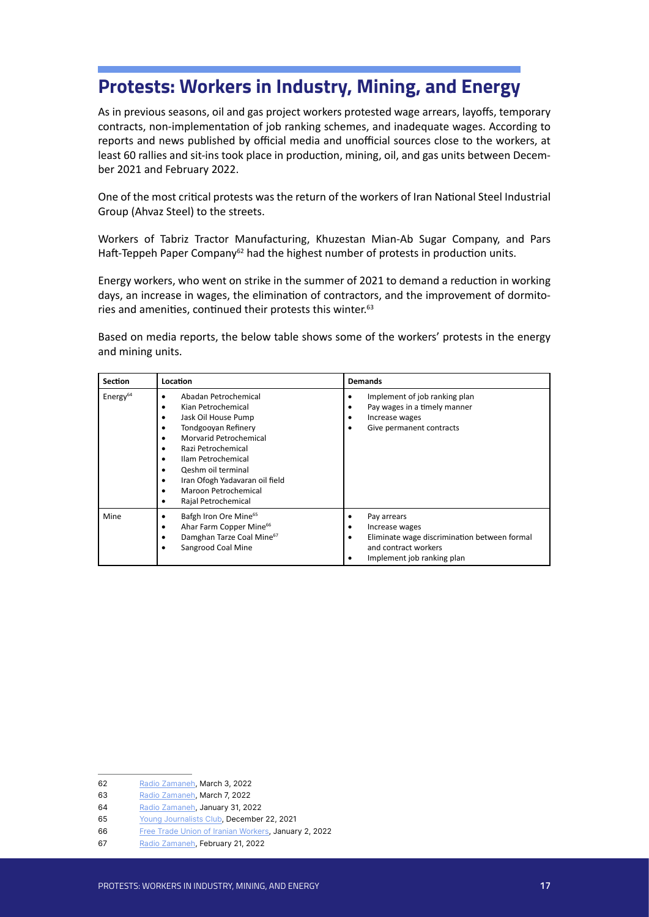## Protests: Workers in Industry, Mining, and Energy

As in previous seasons, oil and gas project workers protested wage arrears, layoffs, temporary contracts, non-implementation of job ranking schemes, and inadequate wages. According to reports and news published by official media and unofficial sources close to the workers, at least 60 rallies and sit-ins took place in production, mining, oil, and gas units between December 2021 and February 2022.

One of the most critical protests was the return of the workers of Iran National Steel Industrial Group (Ahvaz Steel) to the streets.

Workers of Tabriz Tractor Manufacturing, Khuzestan Mian-Ab Sugar Company, and Pars Haft-Teppeh Paper Company[62] had the highest number of protests in production units.

Energy workers, who went on strike in the summer of 2021 to demand a reduction in working days, an increase in wages, the elimination of contractors, and the improvement of dormitories and amenities, continued their protests this winter.[63]

Based on media reports, the below table shows some of the workers' protests in the energy and mining units.

| Section | Location | Demands |
| --- | --- | --- |
| Energy[64] | • Abadan Petrochemical<br>• Kian Petrochemical<br>• Jask Oil House Pump<br>• Tondgooyan Refinery<br>• Morvarid Petrochemical<br>• Razi Petrochemical<br>• Ilam Petrochemical<br>• Qeshm oil terminal<br>• Iran Ofogh Yadavaran oil field<br>• Maroon Petrochemical<br>• Rajal Petrochemical | • Implement of job ranking plan<br>• Pay wages in a timely manner<br>• Increase wages<br>• Give permanent contracts |
| Mine | • Bafgh Iron Ore Mine[65]<br>• Ahar Farm Copper Mine[66]<br>• Damghan Tarze Coal Mine[67]<br>• Sangrood Coal Mine | • Pay arrears<br>• Increase wages<br>• Eliminate wage discrimination between formal and contract workers<br>• Implement job ranking plan |

---

62 Radio Zamaneh, March 3, 2022

63 Radio Zamaneh, March 7, 2022

64 Radio Zamaneh, January 31, 2022

65 Young Journalists Club, December 22, 2021

66 Free Trade Union of Iranian Workers, January 2, 2022

67 Radio Zamaneh, February 21, 2022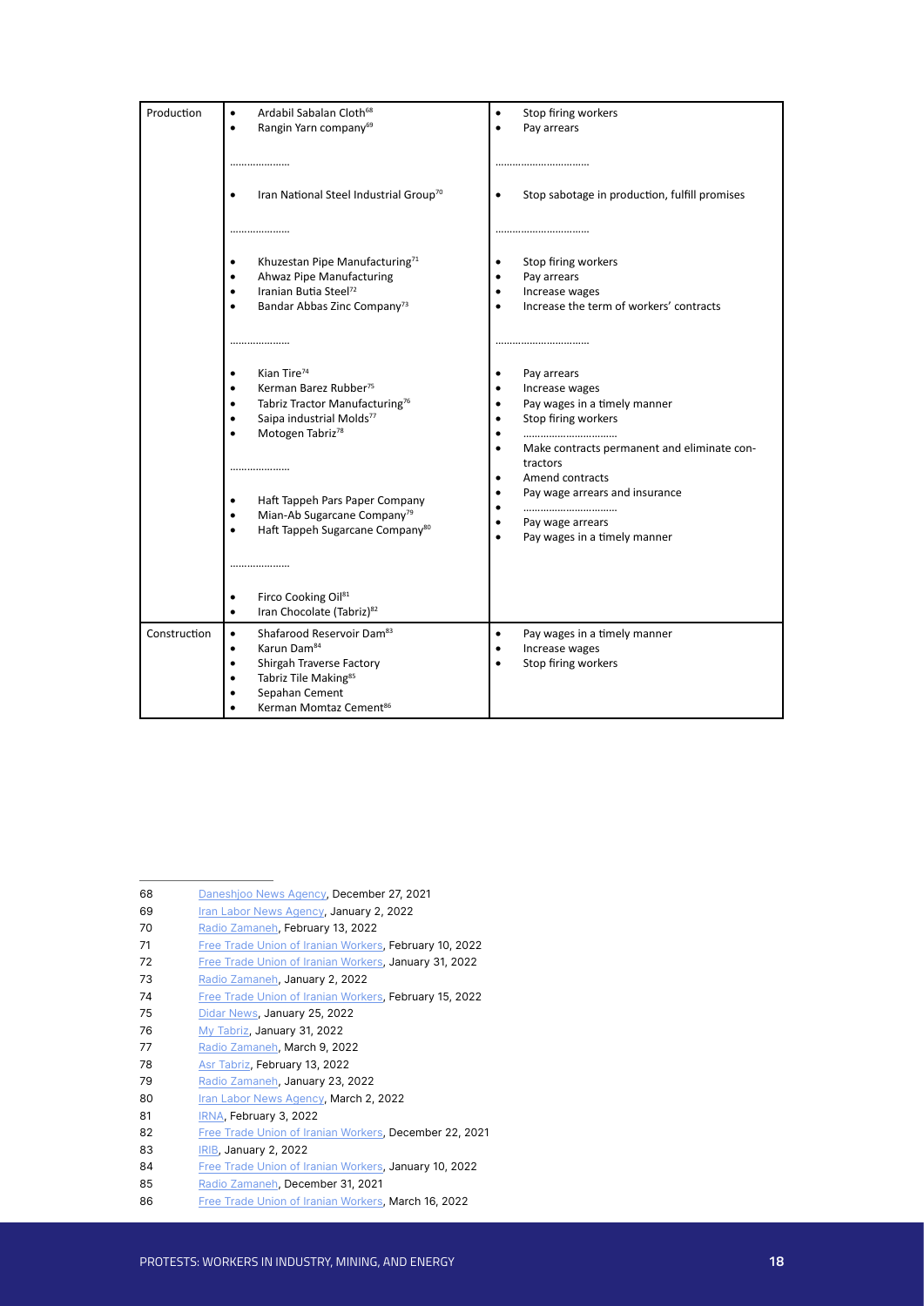| Production | • Ardabil Sabalan Cloth[68]<br>• Rangin Yarn company[69]<br><br>....................<br><br>• Iran National Steel Industrial Group[70]<br><br>....................<br><br>• Khuzestan Pipe Manufacturing[71]<br>• Ahwaz Pipe Manufacturing<br>• Iranian Butia Steel[72]<br>• Bandar Abbas Zinc Company[73]<br><br>....................<br><br>• Kian Tire[74]<br>• Kerman Barez Rubber[75]<br>• Tabriz Tractor Manufacturing[76]<br>• Saipa industrial Molds[77]<br>• Motogen Tabriz[78]<br><br>....................<br><br>• Haft Tappeh Pars Paper Company<br>• Mian-Ab Sugarcane Company[79]<br>• Haft Tappeh Sugarcane Company[80]<br><br>....................<br><br>• Firco Cooking Oil[81]<br>• Iran Chocolate (Tabriz)[82] | • Stop firing workers<br>• Pay arrears<br><br>................................<br><br>• Stop sabotage in production, fulfill promises<br><br>................................<br><br>• Stop firing workers<br>• Pay arrears<br>• Increase wages<br>• Increase the term of workers' contracts<br><br>................................<br><br>• Pay arrears<br>• Increase wages<br>• Pay wages in a timely manner<br>• Stop firing workers<br>• ................................<br>• Make contracts permanent and eliminate contractors<br>• Amend contracts<br>• Pay wage arrears and insurance<br>• ................................<br>• Pay wage arrears<br>• Pay wages in a timely manner |
|---|---|---|
| Construction | • Shafarood Reservoir Dam[83]<br>• Karun Dam[84]<br>• Shirgah Traverse Factory<br>• Tabriz Tile Making[85]<br>• Sepahan Cement<br>• Kerman Momtaz Cement[86] | • Pay wages in a timely manner<br>• Increase wages<br>• Stop firing workers |

---

68 Daneshjoo News Agency, December 27, 2021
69 Iran Labor News Agency, January 2, 2022
70 Radio Zamaneh, February 13, 2022
71 Free Trade Union of Iranian Workers, February 10, 2022
72 Free Trade Union of Iranian Workers, January 31, 2022
73 Radio Zamaneh, January 2, 2022
74 Free Trade Union of Iranian Workers, February 15, 2022
75 Didar News, January 25, 2022
76 My Tabriz, January 31, 2022
77 Radio Zamaneh, March 9, 2022
78 Asr Tabriz, February 13, 2022
79 Radio Zamaneh, January 23, 2022
80 Iran Labor News Agency, March 2, 2022
81 IRNA, February 3, 2022
82 Free Trade Union of Iranian Workers, December 22, 2021
83 IRIB, January 2, 2022
84 Free Trade Union of Iranian Workers, January 10, 2022
85 Radio Zamaneh, December 31, 2021
86 Free Trade Union of Iranian Workers, March 16, 2022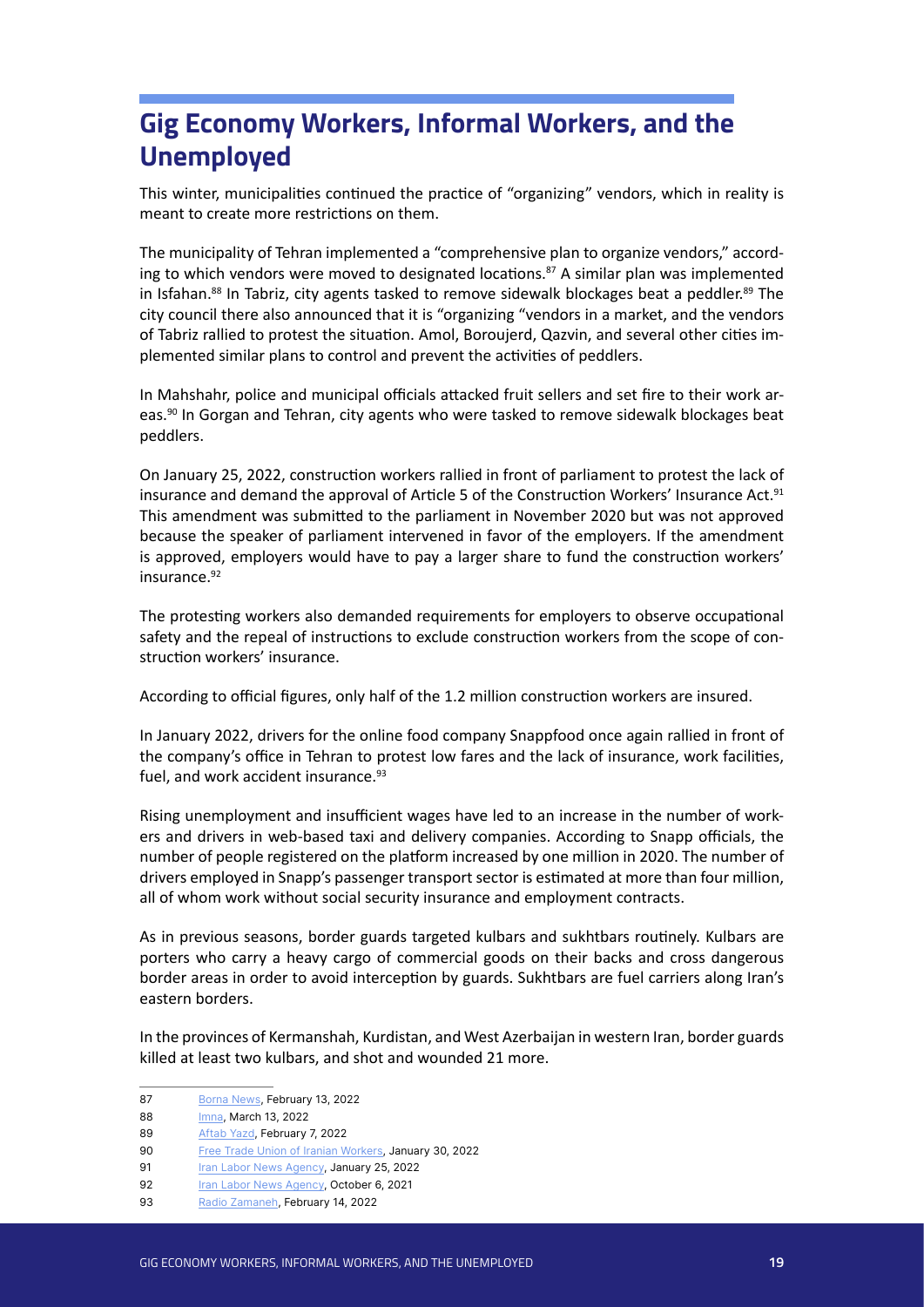# Gig Economy Workers, Informal Workers, and the Unemployed

This winter, municipalities continued the practice of "organizing" vendors, which in reality is meant to create more restrictions on them.

The municipality of Tehran implemented a "comprehensive plan to organize vendors," according to which vendors were moved to designated locations.[87] A similar plan was implemented in Isfahan.[88] In Tabriz, city agents tasked to remove sidewalk blockages beat a peddler.[89] The city council there also announced that it is "organizing "vendors in a market, and the vendors of Tabriz rallied to protest the situation. Amol, Boroujerd, Qazvin, and several other cities implemented similar plans to control and prevent the activities of peddlers.

In Mahshahr, police and municipal officials attacked fruit sellers and set fire to their work areas.[90] In Gorgan and Tehran, city agents who were tasked to remove sidewalk blockages beat peddlers.

On January 25, 2022, construction workers rallied in front of parliament to protest the lack of insurance and demand the approval of Article 5 of the Construction Workers' Insurance Act.[91] This amendment was submitted to the parliament in November 2020 but was not approved because the speaker of parliament intervened in favor of the employers. If the amendment is approved, employers would have to pay a larger share to fund the construction workers' insurance.[92]

The protesting workers also demanded requirements for employers to observe occupational safety and the repeal of instructions to exclude construction workers from the scope of construction workers' insurance.

According to official figures, only half of the 1.2 million construction workers are insured.

In January 2022, drivers for the online food company Snappfood once again rallied in front of the company's office in Tehran to protest low fares and the lack of insurance, work facilities, fuel, and work accident insurance.[93]

Rising unemployment and insufficient wages have led to an increase in the number of workers and drivers in web-based taxi and delivery companies. According to Snapp officials, the number of people registered on the platform increased by one million in 2020. The number of drivers employed in Snapp's passenger transport sector is estimated at more than four million, all of whom work without social security insurance and employment contracts.

As in previous seasons, border guards targeted kulbars and sukhtbars routinely. Kulbars are porters who carry a heavy cargo of commercial goods on their backs and cross dangerous border areas in order to avoid interception by guards. Sukhtbars are fuel carriers along Iran's eastern borders.

In the provinces of Kermanshah, Kurdistan, and West Azerbaijan in western Iran, border guards killed at least two kulbars, and shot and wounded 21 more.

---

87 Borna News, February 13, 2022

88 Imna, March 13, 2022

89 Aftab Yazd, February 7, 2022

90 Free Trade Union of Iranian Workers, January 30, 2022

91 Iran Labor News Agency, January 25, 2022

92 Iran Labor News Agency, October 6, 2021

93 Radio Zamaneh, February 14, 2022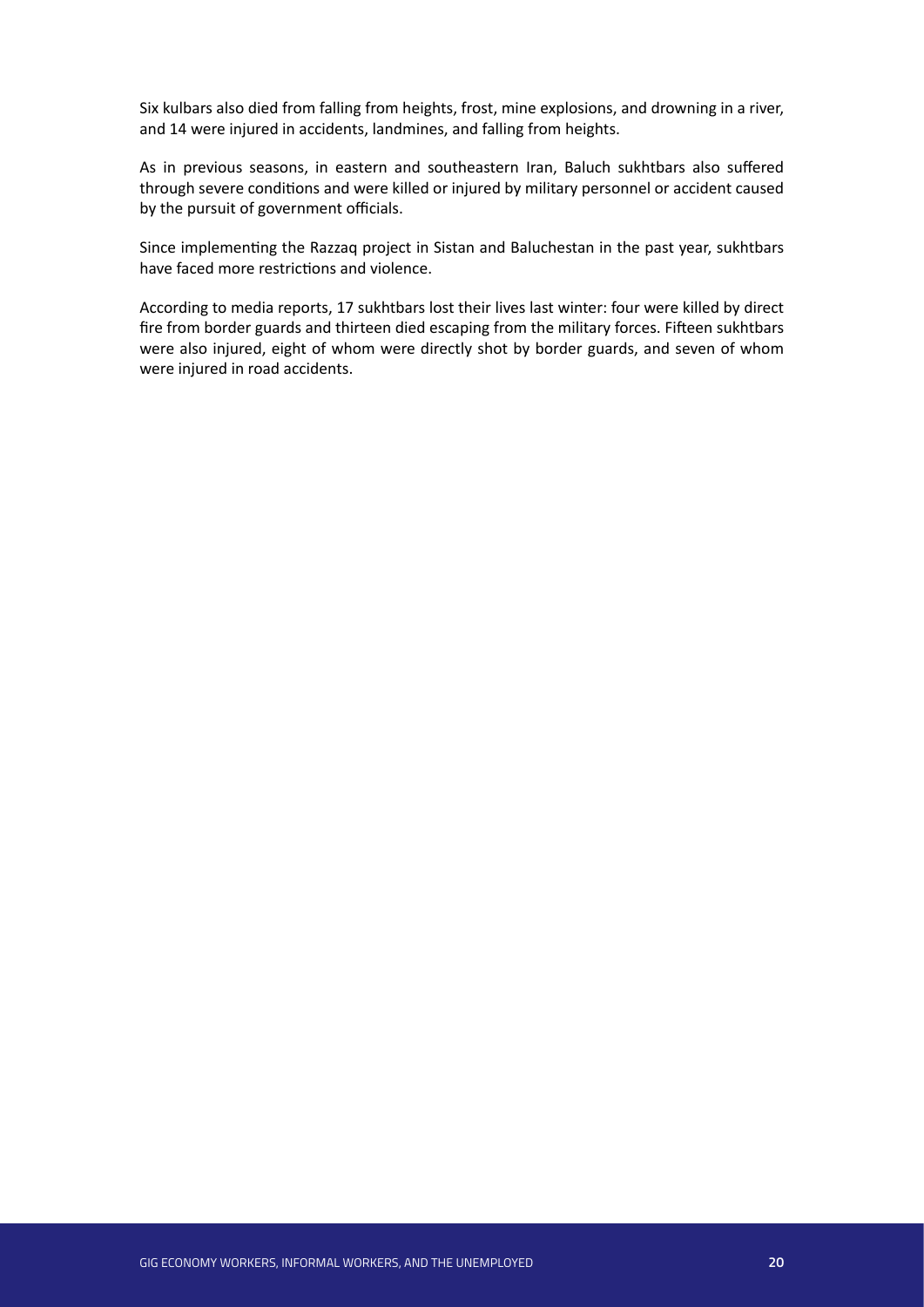Six kulbars also died from falling from heights, frost, mine explosions, and drowning in a river, and 14 were injured in accidents, landmines, and falling from heights.

As in previous seasons, in eastern and southeastern Iran, Baluch sukhtbars also suffered through severe conditions and were killed or injured by military personnel or accident caused by the pursuit of government officials.

Since implementing the Razzaq project in Sistan and Baluchestan in the past year, sukhtbars have faced more restrictions and violence.

According to media reports, 17 sukhtbars lost their lives last winter: four were killed by direct fire from border guards and thirteen died escaping from the military forces. Fifteen sukhtbars were also injured, eight of whom were directly shot by border guards, and seven of whom were injured in road accidents.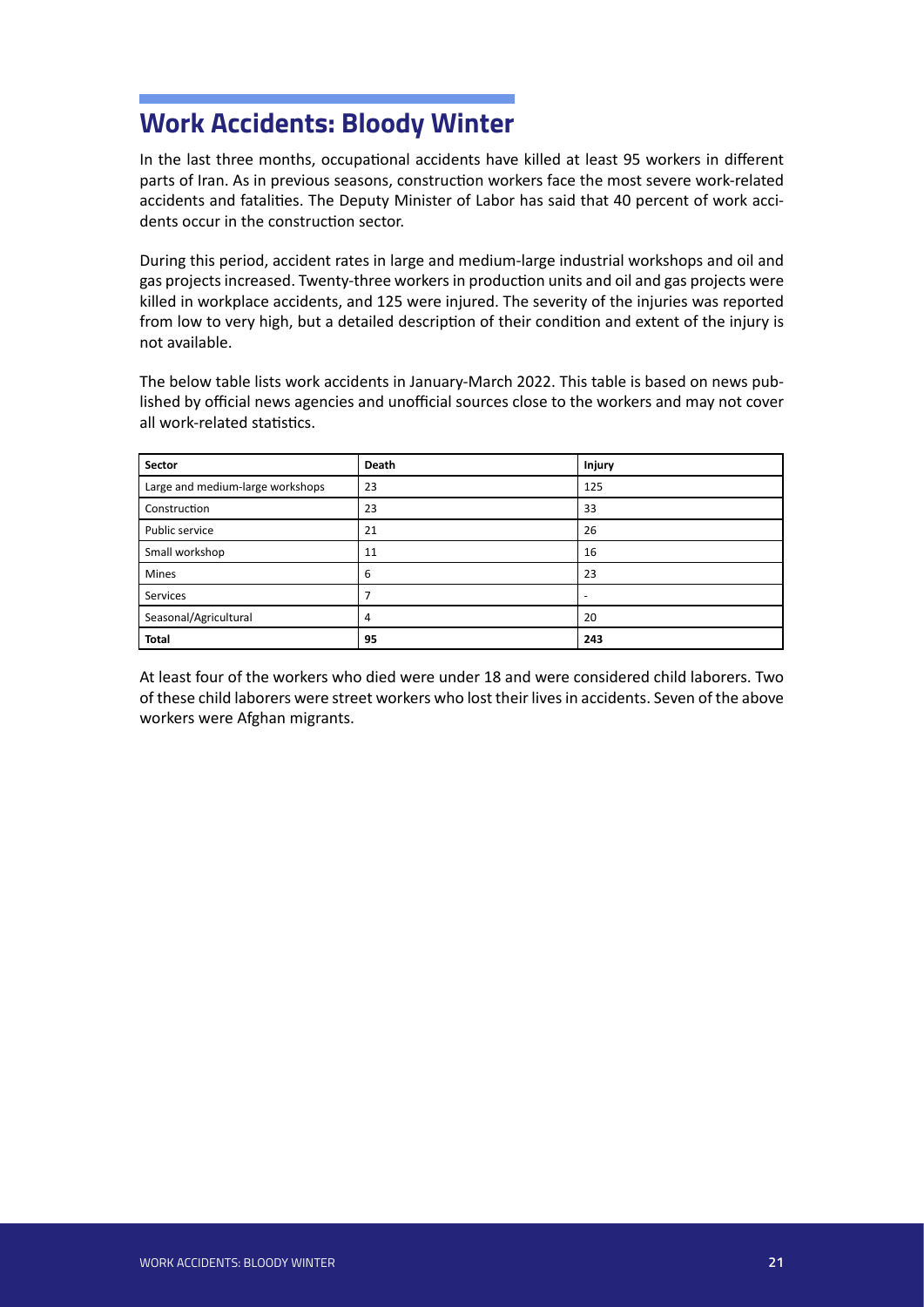# Work Accidents: Bloody Winter

In the last three months, occupational accidents have killed at least 95 workers in different parts of Iran. As in previous seasons, construction workers face the most severe work-related accidents and fatalities. The Deputy Minister of Labor has said that 40 percent of work accidents occur in the construction sector.

During this period, accident rates in large and medium-large industrial workshops and oil and gas projects increased. Twenty-three workers in production units and oil and gas projects were killed in workplace accidents, and 125 were injured. The severity of the injuries was reported from low to very high, but a detailed description of their condition and extent of the injury is not available.

The below table lists work accidents in January-March 2022. This table is based on news published by official news agencies and unofficial sources close to the workers and may not cover all work-related statistics.

| Sector | Death | Injury |
|---|---|---|
| Large and medium-large workshops | 23 | 125 |
| Construction | 23 | 33 |
| Public service | 21 | 26 |
| Small workshop | 11 | 16 |
| Mines | 6 | 23 |
| Services | 7 | - |
| Seasonal/Agricultural | 4 | 20 |
| **Total** | **95** | **243** |

At least four of the workers who died were under 18 and were considered child laborers. Two of these child laborers were street workers who lost their lives in accidents. Seven of the above workers were Afghan migrants.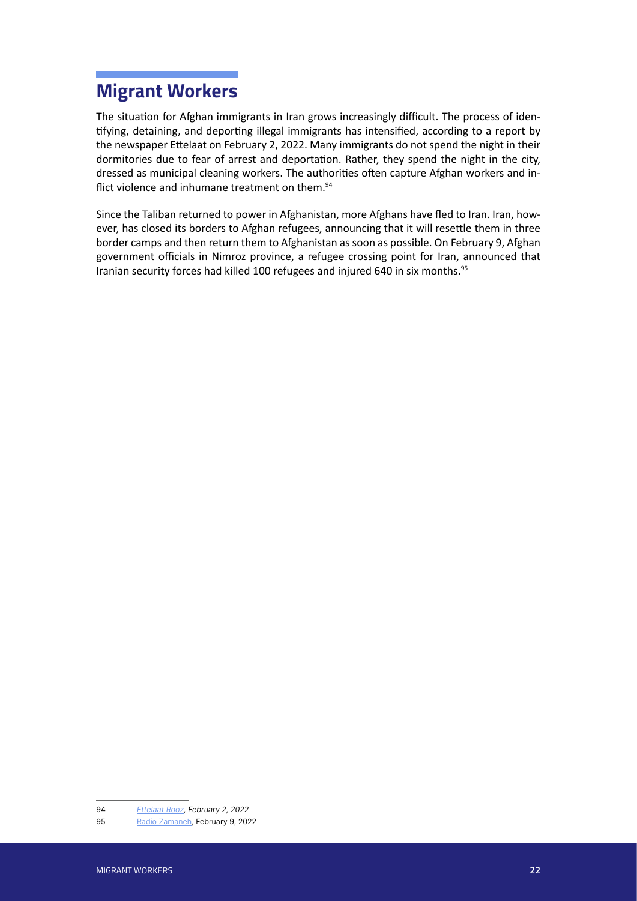## Migrant Workers

The situation for Afghan immigrants in Iran grows increasingly difficult. The process of identifying, detaining, and deporting illegal immigrants has intensified, according to a report by the newspaper Ettelaat on February 2, 2022. Many immigrants do not spend the night in their dormitories due to fear of arrest and deportation. Rather, they spend the night in the city, dressed as municipal cleaning workers. The authorities often capture Afghan workers and inflict violence and inhumane treatment on them.[94]

Since the Taliban returned to power in Afghanistan, more Afghans have fled to Iran. Iran, however, has closed its borders to Afghan refugees, announcing that it will resettle them in three border camps and then return them to Afghanistan as soon as possible. On February 9, Afghan government officials in Nimroz province, a refugee crossing point for Iran, announced that Iranian security forces had killed 100 refugees and injured 640 in six months.[95]

---

94 *Ettelaat Rooz, February 2, 2022*

95 Radio Zamaneh, February 9, 2022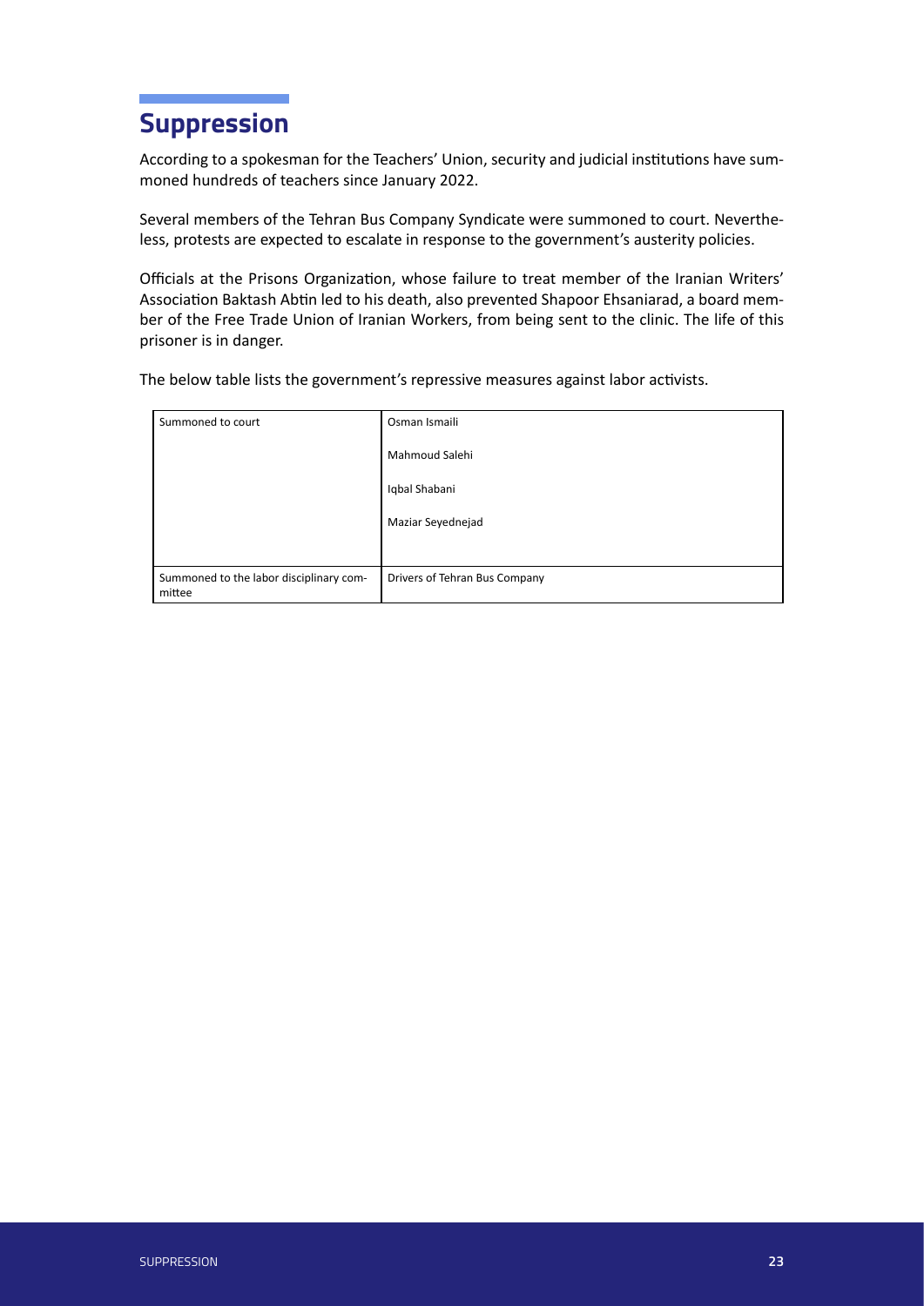# Suppression

According to a spokesman for the Teachers' Union, security and judicial institutions have summoned hundreds of teachers since January 2022.

Several members of the Tehran Bus Company Syndicate were summoned to court. Nevertheless, protests are expected to escalate in response to the government's austerity policies.

Officials at the Prisons Organization, whose failure to treat member of the Iranian Writers' Association Baktash Abtin led to his death, also prevented Shapoor Ehsaniarad, a board member of the Free Trade Union of Iranian Workers, from being sent to the clinic. The life of this prisoner is in danger.

The below table lists the government's repressive measures against labor activists.

| | |
|---|---|
| Summoned to court | Osman Ismaili<br>Mahmoud Salehi<br>Iqbal Shabani<br>Maziar Seyednejad |
| Summoned to the labor disciplinary committee | Drivers of Tehran Bus Company |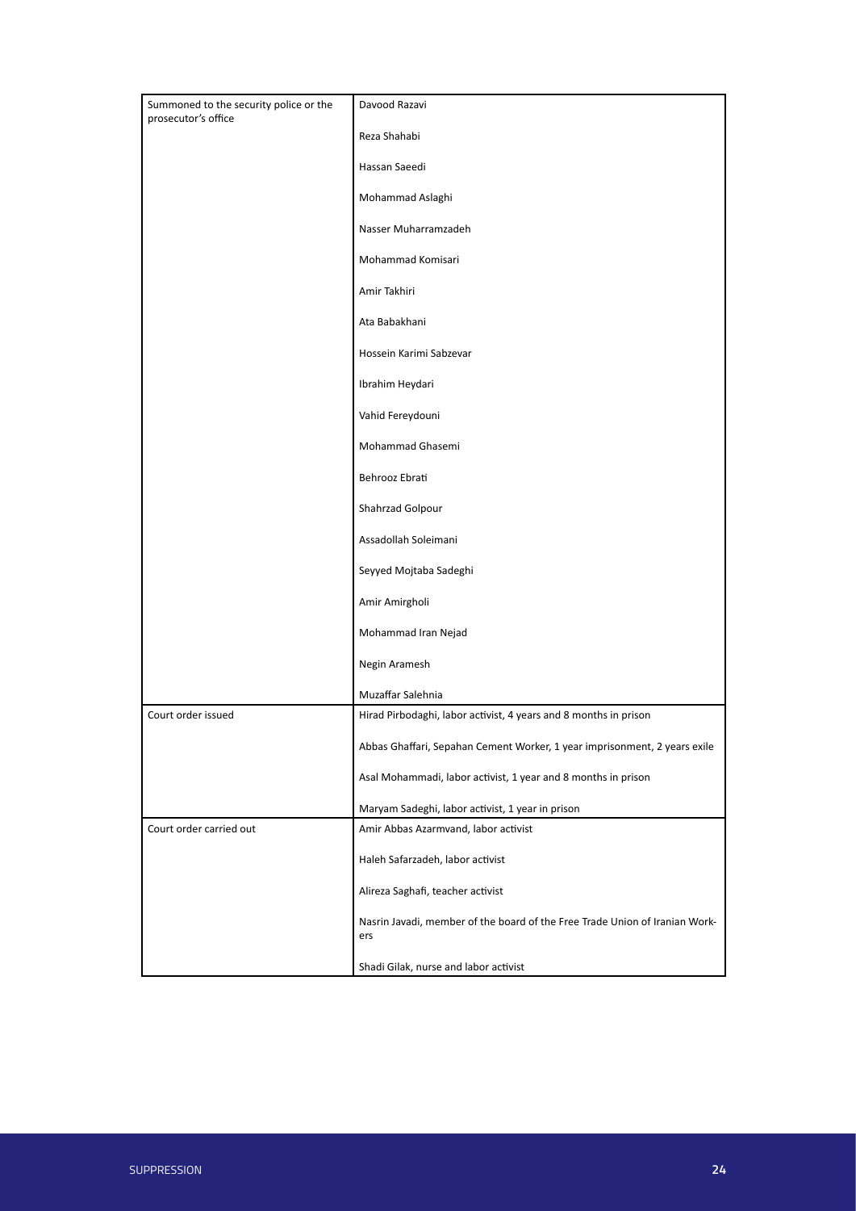| | |
|---|---|
| Summoned to the security police or the prosecutor's office | Davood Razavi |
| | Reza Shahabi |
| | Hassan Saeedi |
| | Mohammad Aslaghi |
| | Nasser Muharramzadeh |
| | Mohammad Komisari |
| | Amir Takhiri |
| | Ata Babakhani |
| | Hossein Karimi Sabzevar |
| | Ibrahim Heydari |
| | Vahid Fereydouni |
| | Mohammad Ghasemi |
| | Behrooz Ebrati |
| | Shahrzad Golpour |
| | Assadollah Soleimani |
| | Seyyed Mojtaba Sadeghi |
| | Amir Amirgholi |
| | Mohammad Iran Nejad |
| | Negin Aramesh |
| | Muzaffar Salehnia |
| Court order issued | Hirad Pirbodaghi, labor activist, 4 years and 8 months in prison |
| | Abbas Ghaffari, Sepahan Cement Worker, 1 year imprisonment, 2 years exile |
| | Asal Mohammadi, labor activist, 1 year and 8 months in prison |
| | Maryam Sadeghi, labor activist, 1 year in prison |
| Court order carried out | Amir Abbas Azarmvand, labor activist |
| | Haleh Safarzadeh, labor activist |
| | Alireza Saghafi, teacher activist |
| | Nasrin Javadi, member of the board of the Free Trade Union of Iranian Workers |
| | Shadi Gilak, nurse and labor activist |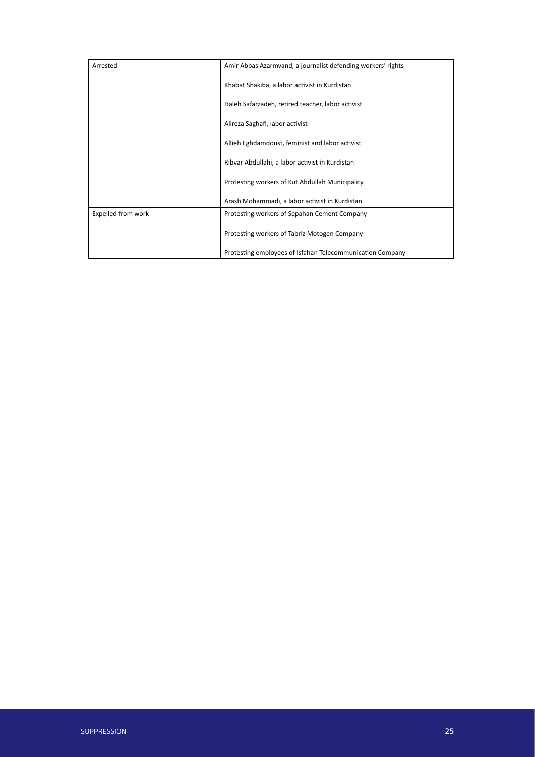| | |
|---|---|
| Arrested | Amir Abbas Azarmvand, a journalist defending workers' rights |
| | Khabat Shakiba, a labor activist in Kurdistan |
| | Haleh Safarzadeh, retired teacher, labor activist |
| | Alireza Saghafi, labor activist |
| | Allieh Eghdamdoust, feminist and labor activist |
| | Ribvar Abdullahi, a labor activist in Kurdistan |
| | Protesting workers of Kut Abdullah Municipality |
| | Arash Mohammadi, a labor activist in Kurdistan |
| Expelled from work | Protesting workers of Sepahan Cement Company |
| | Protesting workers of Tabriz Motogen Company |
| | Protesting employees of Isfahan Telecommunication Company |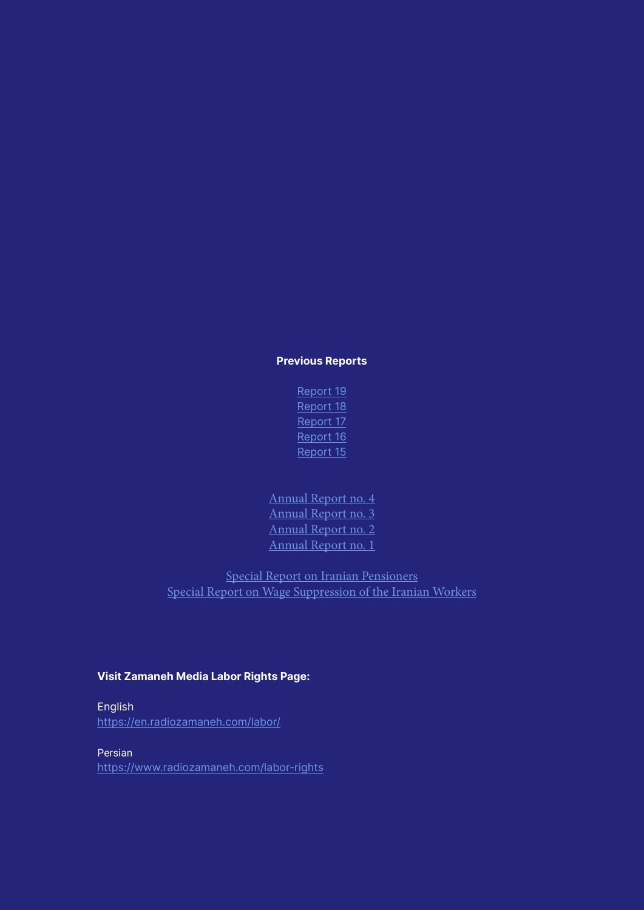**Previous Reports**

Report 19
Report 18
Report 17
Report 16
Report 15

Annual Report no. 4
Annual Report no. 3
Annual Report no. 2
Annual Report no. 1

Special Report on Iranian Pensioners
Special Report on Wage Suppression of the Iranian Workers

**Visit Zamaneh Media Labor Rights Page:**

English
https://en.radiozamaneh.com/labor/

Persian
https://www.radiozamaneh.com/labor-rights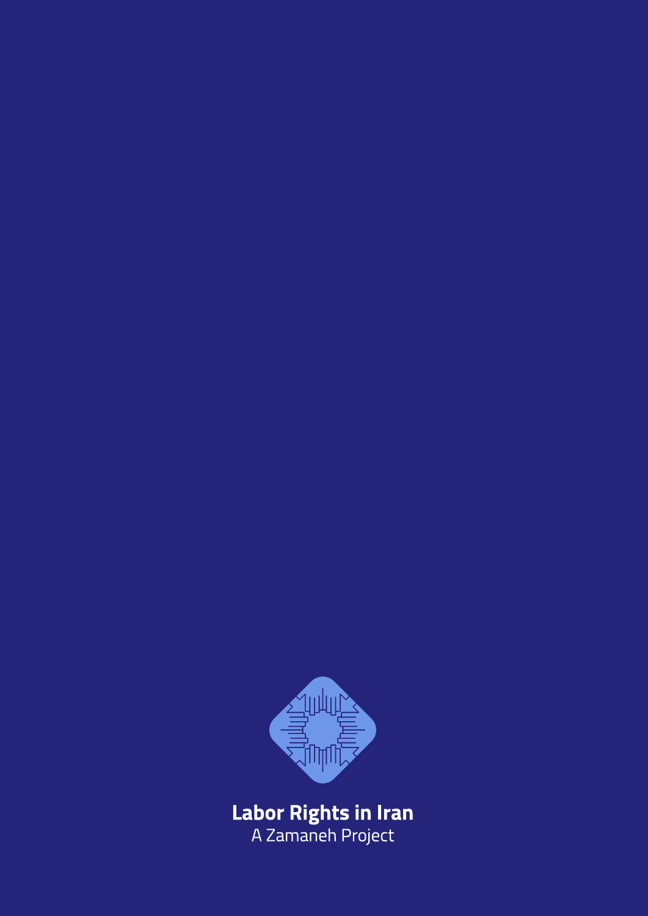**Labor Rights in Iran**
A Zamaneh Project